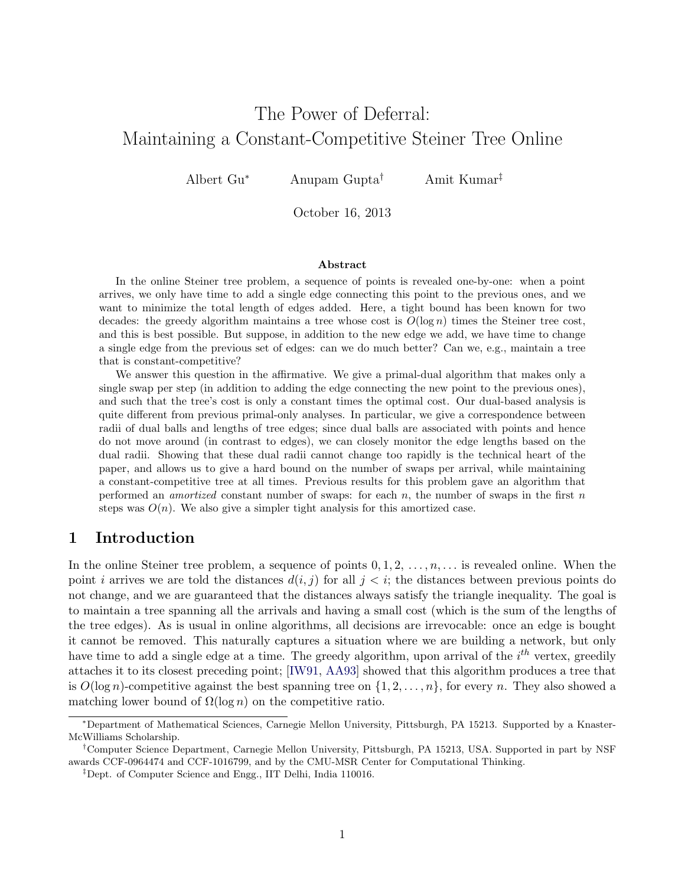# The Power of Deferral:
# Maintaining a Constant-Competitive Steiner Tree Online

Albert Gu[*] Anupam Gupta[†] Amit Kumar[‡]

October 16, 2013

### Abstract

In the online Steiner tree problem, a sequence of points is revealed one-by-one: when a point arrives, we only have time to add a single edge connecting this point to the previous ones, and we want to minimize the total length of edges added. Here, a tight bound has been known for two decades: the greedy algorithm maintains a tree whose cost is $O(\log n)$ times the Steiner tree cost, and this is best possible. But suppose, in addition to the new edge we add, we have time to change a single edge from the previous set of edges: can we do much better? Can we, e.g., maintain a tree that is constant-competitive?

We answer this question in the affirmative. We give a primal-dual algorithm that makes only a single swap per step (in addition to adding the edge connecting the new point to the previous ones), and such that the tree's cost is only a constant times the optimal cost. Our dual-based analysis is quite different from previous primal-only analyses. In particular, we give a correspondence between radii of dual balls and lengths of tree edges; since dual balls are associated with points and hence do not move around (in contrast to edges), we can closely monitor the edge lengths based on the dual radii. Showing that these dual radii cannot change too rapidly is the technical heart of the paper, and allows us to give a hard bound on the number of swaps per arrival, while maintaining a constant-competitive tree at all times. Previous results for this problem gave an algorithm that performed an *amortized* constant number of swaps: for each $n$, the number of swaps in the first $n$ steps was $O(n)$. We also give a simpler tight analysis for this amortized case.

## 1 Introduction

In the online Steiner tree problem, a sequence of points $0, 1, 2, \ldots, n, \ldots$ is revealed online. When the point $i$ arrives we are told the distances $d(i, j)$ for all $j < i$; the distances between previous points do not change, and we are guaranteed that the distances always satisfy the triangle inequality. The goal is to maintain a tree spanning all the arrivals and having a small cost (which is the sum of the lengths of the tree edges). As is usual in online algorithms, all decisions are irrevocable: once an edge is bought it cannot be removed. This naturally captures a situation where we are building a network, but only have time to add a single edge at a time. The greedy algorithm, upon arrival of the $i^{th}$ vertex, greedily attaches it to its closest preceding point; [IW91, AA93] showed that this algorithm produces a tree that is $O(\log n)$-competitive against the best spanning tree on $\{1, 2, \ldots, n\}$, for every $n$. They also showed a matching lower bound of $\Omega(\log n)$ on the competitive ratio.

---

[*] Department of Mathematical Sciences, Carnegie Mellon University, Pittsburgh, PA 15213. Supported by a Knaster-McWilliams Scholarship.

[†] Computer Science Department, Carnegie Mellon University, Pittsburgh, PA 15213, USA. Supported in part by NSF awards CCF-0964474 and CCF-1016799, and by the CMU-MSR Center for Computational Thinking.

[‡] Dept. of Computer Science and Engg., IIT Delhi, India 110016.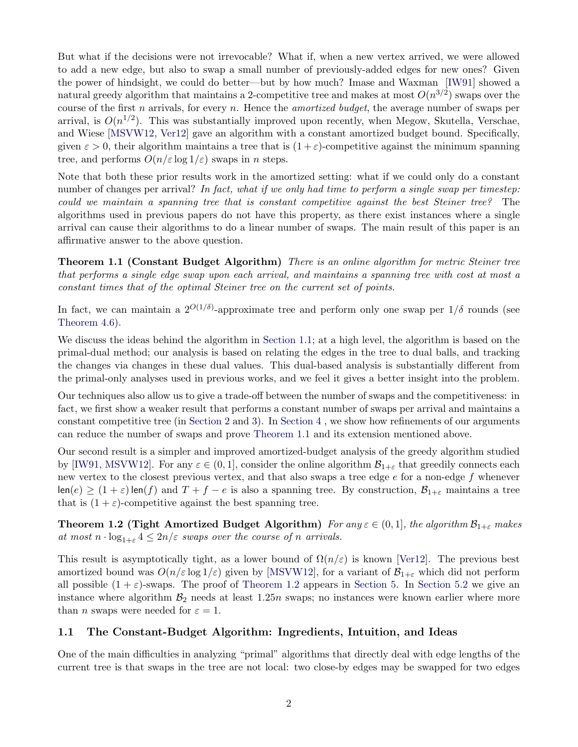But what if the decisions were not irrevocable? What if, when a new vertex arrived, we were allowed to add a new edge, but also to swap a small number of previously-added edges for new ones? Given the power of hindsight, we could do better—but by how much? Imase and Waxman [IW91] showed a natural greedy algorithm that maintains a 2-competitive tree and makes at most $O(n^{3/2})$ swaps over the course of the first $n$ arrivals, for every $n$. Hence the *amortized budget*, the average number of swaps per arrival, is $O(n^{1/2})$. This was substantially improved upon recently, when Megow, Skutella, Verschae, and Wiese [MSVW12, Ver12] gave an algorithm with a constant amortized budget bound. Specifically, given $\varepsilon > 0$, their algorithm maintains a tree that is $(1+\varepsilon)$-competitive against the minimum spanning tree, and performs $O(n/\varepsilon \log 1/\varepsilon)$ swaps in $n$ steps.

Note that both these prior results work in the amortized setting: what if we could only do a constant number of changes per arrival? *In fact, what if we only had time to perform a single swap per timestep: could we maintain a spanning tree that is constant competitive against the best Steiner tree?* The algorithms used in previous papers do not have this property, as there exist instances where a single arrival can cause their algorithms to do a linear number of swaps. The main result of this paper is an affirmative answer to the above question.

**Theorem 1.1 (Constant Budget Algorithm)** *There is an online algorithm for metric Steiner tree that performs a single edge swap upon each arrival, and maintains a spanning tree with cost at most a constant times that of the optimal Steiner tree on the current set of points.*

In fact, we can maintain a $2^{O(1/\delta)}$-approximate tree and perform only one swap per $1/\delta$ rounds (see Theorem 4.6).

We discuss the ideas behind the algorithm in Section 1.1; at a high level, the algorithm is based on the primal-dual method; our analysis is based on relating the edges in the tree to dual balls, and tracking the changes via changes in these dual values. This dual-based analysis is substantially different from the primal-only analyses used in previous works, and we feel it gives a better insight into the problem.

Our techniques also allow us to give a trade-off between the number of swaps and the competitiveness: in fact, we first show a weaker result that performs a constant number of swaps per arrival and maintains a constant competitive tree (in Section 2 and 3). In Section 4 , we show how refinements of our arguments can reduce the number of swaps and prove Theorem 1.1 and its extension mentioned above.

Our second result is a simpler and improved amortized-budget analysis of the greedy algorithm studied by [IW91, MSVW12]. For any $\varepsilon \in (0, 1]$, consider the online algorithm $\mathcal{B}_{1+\varepsilon}$ that greedily connects each new vertex to the closest previous vertex, and that also swaps a tree edge $e$ for a non-edge $f$ whenever $\mathsf{len}(e) \geq (1+\varepsilon)\,\mathsf{len}(f)$ and $T + f - e$ is also a spanning tree. By construction, $\mathcal{B}_{1+\varepsilon}$ maintains a tree that is $(1+\varepsilon)$-competitive against the best spanning tree.

**Theorem 1.2 (Tight Amortized Budget Algorithm)** *For any $\varepsilon \in (0, 1]$, the algorithm $\mathcal{B}_{1+\varepsilon}$ makes at most $n \cdot \log_{1+\varepsilon} 4 \leq 2n/\varepsilon$ swaps over the course of $n$ arrivals.*

This result is asymptotically tight, as a lower bound of $\Omega(n/\varepsilon)$ is known [Ver12]. The previous best amortized bound was $O(n/\varepsilon \log 1/\varepsilon)$ given by [MSVW12], for a variant of $\mathcal{B}_{1+\varepsilon}$ which did not perform all possible $(1+\varepsilon)$-swaps. The proof of Theorem 1.2 appears in Section 5. In Section 5.2 we give an instance where algorithm $\mathcal{B}_2$ needs at least $1.25n$ swaps; no instances were known earlier where more than $n$ swaps were needed for $\varepsilon = 1$.

### 1.1 The Constant-Budget Algorithm: Ingredients, Intuition, and Ideas

One of the main difficulties in analyzing "primal" algorithms that directly deal with edge lengths of the current tree is that swaps in the tree are not local: two close-by edges may be swapped for two edges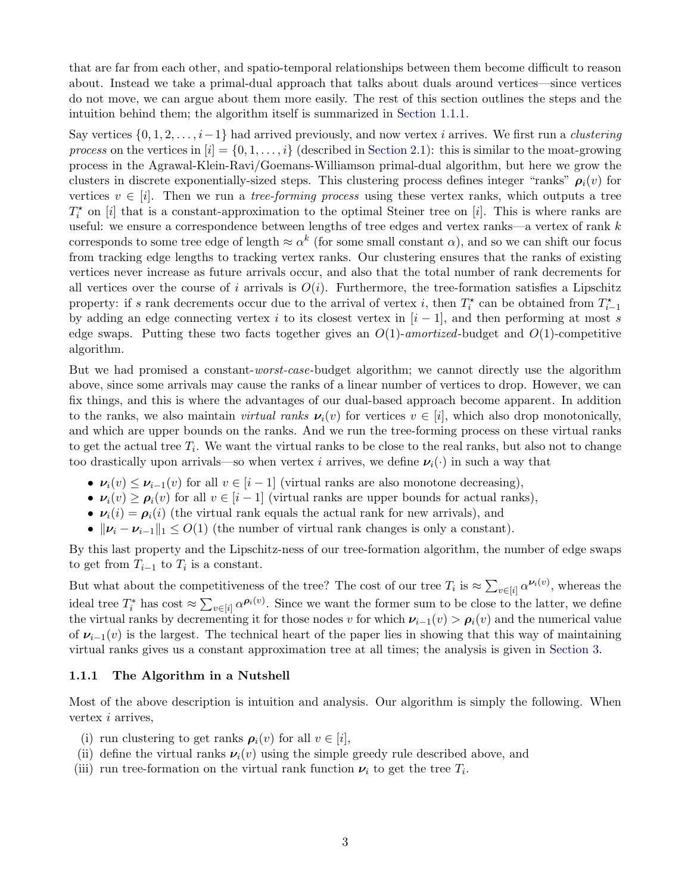that are far from each other, and spatio-temporal relationships between them become difficult to reason about. Instead we take a primal-dual approach that talks about duals around vertices—since vertices do not move, we can argue about them more easily. The rest of this section outlines the steps and the intuition behind them; the algorithm itself is summarized in Section 1.1.1.

Say vertices $\{0, 1, 2, \ldots, i-1\}$ had arrived previously, and now vertex $i$ arrives. We first run a *clustering process* on the vertices in $[i] = \{0, 1, \ldots, i\}$ (described in Section 2.1): this is similar to the moat-growing process in the Agrawal-Klein-Ravi/Goemans-Williamson primal-dual algorithm, but here we grow the clusters in discrete exponentially-sized steps. This clustering process defines integer "ranks" $\boldsymbol{\rho}_i(v)$ for vertices $v \in [i]$. Then we run a *tree-forming process* using these vertex ranks, which outputs a tree $T_i^\star$ on $[i]$ that is a constant-approximation to the optimal Steiner tree on $[i]$. This is where ranks are useful: we ensure a correspondence between lengths of tree edges and vertex ranks—a vertex of rank $k$ corresponds to some tree edge of length $\approx \alpha^k$ (for some small constant $\alpha$), and so we can shift our focus from tracking edge lengths to tracking vertex ranks. Our clustering ensures that the ranks of existing vertices never increase as future arrivals occur, and also that the total number of rank decrements for all vertices over the course of $i$ arrivals is $O(i)$. Furthermore, the tree-formation satisfies a Lipschitz property: if $s$ rank decrements occur due to the arrival of vertex $i$, then $T_i^\star$ can be obtained from $T_{i-1}^\star$ by adding an edge connecting vertex $i$ to its closest vertex in $[i-1]$, and then performing at most $s$ edge swaps. Putting these two facts together gives an $O(1)$-*amortized*-budget and $O(1)$-competitive algorithm.

But we had promised a constant-*worst-case*-budget algorithm; we cannot directly use the algorithm above, since some arrivals may cause the ranks of a linear number of vertices to drop. However, we can fix things, and this is where the advantages of our dual-based approach become apparent. In addition to the ranks, we also maintain *virtual ranks* $\boldsymbol{\nu}_i(v)$ for vertices $v \in [i]$, which also drop monotonically, and which are upper bounds on the ranks. And we run the tree-forming process on these virtual ranks to get the actual tree $T_i$. We want the virtual ranks to be close to the real ranks, but also not to change too drastically upon arrivals—so when vertex $i$ arrives, we define $\boldsymbol{\nu}_i(\cdot)$ in such a way that

- $\boldsymbol{\nu}_i(v) \leq \boldsymbol{\nu}_{i-1}(v)$ for all $v \in [i-1]$ (virtual ranks are also monotone decreasing),
- $\boldsymbol{\nu}_i(v) \geq \boldsymbol{\rho}_i(v)$ for all $v \in [i-1]$ (virtual ranks are upper bounds for actual ranks),
- $\boldsymbol{\nu}_i(i) = \boldsymbol{\rho}_i(i)$ (the virtual rank equals the actual rank for new arrivals), and
- $\|\boldsymbol{\nu}_i - \boldsymbol{\nu}_{i-1}\|_1 \leq O(1)$ (the number of virtual rank changes is only a constant).

By this last property and the Lipschitz-ness of our tree-formation algorithm, the number of edge swaps to get from $T_{i-1}$ to $T_i$ is a constant.

But what about the competitiveness of the tree? The cost of our tree $T_i$ is $\approx \sum_{v \in [i]} \alpha^{\boldsymbol{\nu}_i(v)}$, whereas the ideal tree $T_i^*$ has cost $\approx \sum_{v \in [i]} \alpha^{\boldsymbol{\rho}_i(v)}$. Since we want the former sum to be close to the latter, we define the virtual ranks by decrementing it for those nodes $v$ for which $\boldsymbol{\nu}_{i-1}(v) > \boldsymbol{\rho}_i(v)$ and the numerical value of $\boldsymbol{\nu}_{i-1}(v)$ is the largest. The technical heart of the paper lies in showing that this way of maintaining virtual ranks gives us a constant approximation tree at all times; the analysis is given in Section 3.

### 1.1.1 The Algorithm in a Nutshell

Most of the above description is intuition and analysis. Our algorithm is simply the following. When vertex $i$ arrives,

(i) run clustering to get ranks $\boldsymbol{\rho}_i(v)$ for all $v \in [i]$,

(ii) define the virtual ranks $\boldsymbol{\nu}_i(v)$ using the simple greedy rule described above, and

(iii) run tree-formation on the virtual rank function $\boldsymbol{\nu}_i$ to get the tree $T_i$.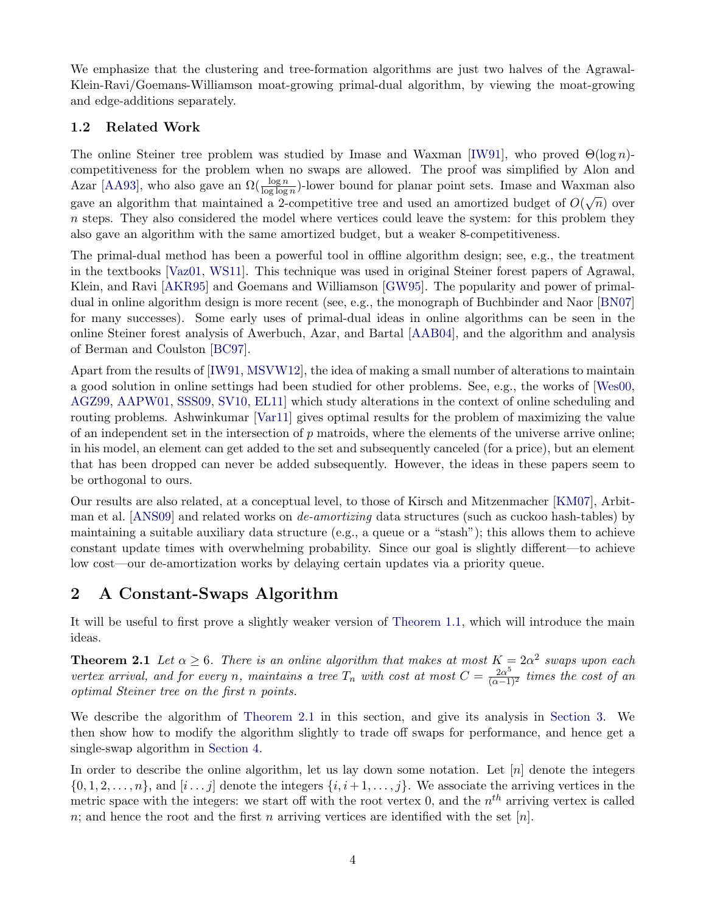We emphasize that the clustering and tree-formation algorithms are just two halves of the Agrawal-Klein-Ravi/Goemans-Williamson moat-growing primal-dual algorithm, by viewing the moat-growing and edge-additions separately.

### 1.2 Related Work

The online Steiner tree problem was studied by Imase and Waxman [IW91], who proved $\Theta(\log n)$-competitiveness for the problem when no swaps are allowed. The proof was simplified by Alon and Azar [AA93], who also gave an $\Omega(\frac{\log n}{\log \log n})$-lower bound for planar point sets. Imase and Waxman also gave an algorithm that maintained a 2-competitive tree and used an amortized budget of $O(\sqrt{n})$ over $n$ steps. They also considered the model where vertices could leave the system: for this problem they also gave an algorithm with the same amortized budget, but a weaker 8-competitiveness.

The primal-dual method has been a powerful tool in offline algorithm design; see, e.g., the treatment in the textbooks [Vaz01, WS11]. This technique was used in original Steiner forest papers of Agrawal, Klein, and Ravi [AKR95] and Goemans and Williamson [GW95]. The popularity and power of primal-dual in online algorithm design is more recent (see, e.g., the monograph of Buchbinder and Naor [BN07] for many successes). Some early uses of primal-dual ideas in online algorithms can be seen in the online Steiner forest analysis of Awerbuch, Azar, and Bartal [AAB04], and the algorithm and analysis of Berman and Coulston [BC97].

Apart from the results of [IW91, MSVW12], the idea of making a small number of alterations to maintain a good solution in online settings had been studied for other problems. See, e.g., the works of [Wes00, AGZ99, AAPW01, SSS09, SV10, EL11] which study alterations in the context of online scheduling and routing problems. Ashwinkumar [Var11] gives optimal results for the problem of maximizing the value of an independent set in the intersection of $p$ matroids, where the elements of the universe arrive online; in his model, an element can get added to the set and subsequently canceled (for a price), but an element that has been dropped can never be added subsequently. However, the ideas in these papers seem to be orthogonal to ours.

Our results are also related, at a conceptual level, to those of Kirsch and Mitzenmacher [KM07], Arbitman et al. [ANS09] and related works on *de-amortizing* data structures (such as cuckoo hash-tables) by maintaining a suitable auxiliary data structure (e.g., a queue or a "stash"); this allows them to achieve constant update times with overwhelming probability. Since our goal is slightly different—to achieve low cost—our de-amortization works by delaying certain updates via a priority queue.

## 2 A Constant-Swaps Algorithm

It will be useful to first prove a slightly weaker version of Theorem 1.1, which will introduce the main ideas.

**Theorem 2.1** *Let $\alpha \geq 6$. There is an online algorithm that makes at most $K = 2\alpha^2$ swaps upon each vertex arrival, and for every $n$, maintains a tree $T_n$ with cost at most $C = \frac{2\alpha^5}{(\alpha-1)^2}$ times the cost of an optimal Steiner tree on the first $n$ points.*

We describe the algorithm of Theorem 2.1 in this section, and give its analysis in Section 3. We then show how to modify the algorithm slightly to trade off swaps for performance, and hence get a single-swap algorithm in Section 4.

In order to describe the online algorithm, let us lay down some notation. Let $[n]$ denote the integers $\{0, 1, 2, \ldots, n\}$, and $[i \ldots j]$ denote the integers $\{i, i+1, \ldots, j\}$. We associate the arriving vertices in the metric space with the integers: we start off with the root vertex 0, and the $n^{th}$ arriving vertex is called $n$; and hence the root and the first $n$ arriving vertices are identified with the set $[n]$.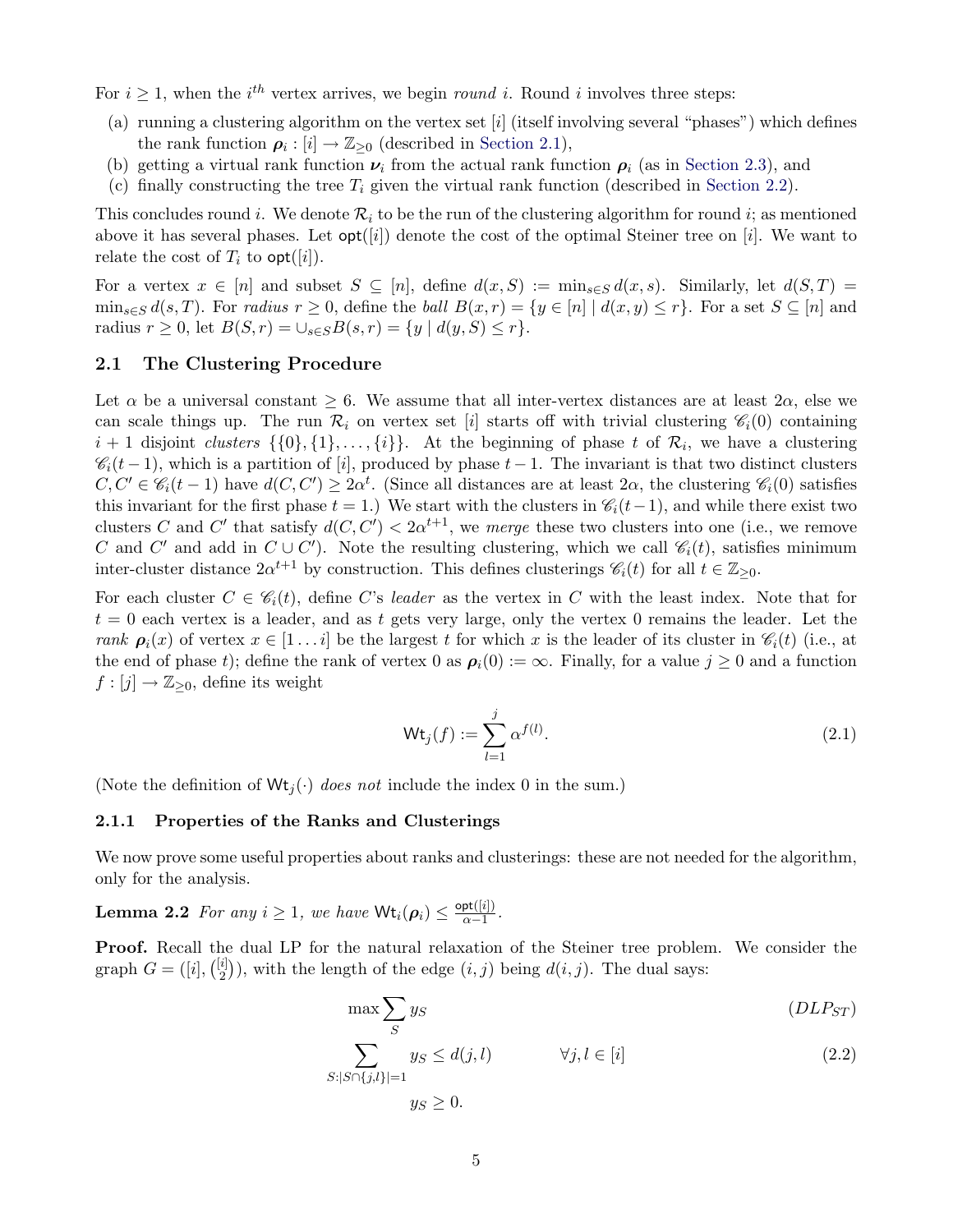For $i \geq 1$, when the $i^{th}$ vertex arrives, we begin *round* $i$. Round $i$ involves three steps:

(a) running a clustering algorithm on the vertex set $[i]$ (itself involving several "phases") which defines the rank function $\boldsymbol{\rho}_i : [i] \to \mathbb{Z}_{\geq 0}$ (described in Section 2.1),

(b) getting a virtual rank function $\boldsymbol{\nu}_i$ from the actual rank function $\boldsymbol{\rho}_i$ (as in Section 2.3), and

(c) finally constructing the tree $T_i$ given the virtual rank function (described in Section 2.2).

This concludes round $i$. We denote $\mathcal{R}_i$ to be the run of the clustering algorithm for round $i$; as mentioned above it has several phases. Let $\mathsf{opt}([i])$ denote the cost of the optimal Steiner tree on $[i]$. We want to relate the cost of $T_i$ to $\mathsf{opt}([i])$.

For a vertex $x \in [n]$ and subset $S \subseteq [n]$, define $d(x, S) := \min_{s \in S} d(x, s)$. Similarly, let $d(S, T) = \min_{s \in S} d(s, T)$. For *radius* $r \geq 0$, define the *ball* $B(x, r) = \{y \in [n] \mid d(x, y) \leq r\}$. For a set $S \subseteq [n]$ and radius $r \geq 0$, let $B(S, r) = \cup_{s \in S} B(s, r) = \{y \mid d(y, S) \leq r\}$.

## 2.1 The Clustering Procedure

Let $\alpha$ be a universal constant $\geq 6$. We assume that all inter-vertex distances are at least $2\alpha$, else we can scale things up. The run $\mathcal{R}_i$ on vertex set $[i]$ starts off with trivial clustering $\mathscr{C}_i(0)$ containing $i+1$ disjoint *clusters* $\{\{0\}, \{1\}, \ldots, \{i\}\}$. At the beginning of phase $t$ of $\mathcal{R}_i$, we have a clustering $\mathscr{C}_i(t-1)$, which is a partition of $[i]$, produced by phase $t-1$. The invariant is that two distinct clusters $C, C' \in \mathscr{C}_i(t-1)$ have $d(C, C') \geq 2\alpha^t$. (Since all distances are at least $2\alpha$, the clustering $\mathscr{C}_i(0)$ satisfies this invariant for the first phase $t = 1$.) We start with the clusters in $\mathscr{C}_i(t-1)$, and while there exist two clusters $C$ and $C'$ that satisfy $d(C, C') < 2\alpha^{t+1}$, we *merge* these two clusters into one (i.e., we remove $C$ and $C'$ and add in $C \cup C'$). Note the resulting clustering, which we call $\mathscr{C}_i(t)$, satisfies minimum inter-cluster distance $2\alpha^{t+1}$ by construction. This defines clusterings $\mathscr{C}_i(t)$ for all $t \in \mathbb{Z}_{\geq 0}$.

For each cluster $C \in \mathscr{C}_i(t)$, define $C$'s *leader* as the vertex in $C$ with the least index. Note that for $t = 0$ each vertex is a leader, and as $t$ gets very large, only the vertex 0 remains the leader. Let the *rank* $\boldsymbol{\rho}_i(x)$ of vertex $x \in [1 \ldots i]$ be the largest $t$ for which $x$ is the leader of its cluster in $\mathscr{C}_i(t)$ (i.e., at the end of phase $t$); define the rank of vertex 0 as $\boldsymbol{\rho}_i(0) := \infty$. Finally, for a value $j \geq 0$ and a function $f : [j] \to \mathbb{Z}_{\geq 0}$, define its weight

$$\mathsf{Wt}_j(f) := \sum_{l=1}^{j} \alpha^{f(l)}. \tag{2.1}$$

(Note the definition of $\mathsf{Wt}_j(\cdot)$ *does not* include the index 0 in the sum.)

### 2.1.1 Properties of the Ranks and Clusterings

We now prove some useful properties about ranks and clusterings: these are not needed for the algorithm, only for the analysis.

**Lemma 2.2** *For any $i \geq 1$, we have $\mathsf{Wt}_i(\boldsymbol{\rho}_i) \leq \frac{\mathsf{opt}([i])}{\alpha - 1}$.*

**Proof.** Recall the dual LP for the natural relaxation of the Steiner tree problem. We consider the graph $G = ([i], \binom{[i]}{2})$, with the length of the edge $(i, j)$ being $d(i, j)$. The dual says:

$$\max \sum_S y_S \tag{$DLP_{ST}$}$$

$$\sum_{S : |S \cap \{j, l\}| = 1} y_S \leq d(j, l) \qquad \forall j, l \in [i] \tag{2.2}$$

$$y_S \geq 0.$$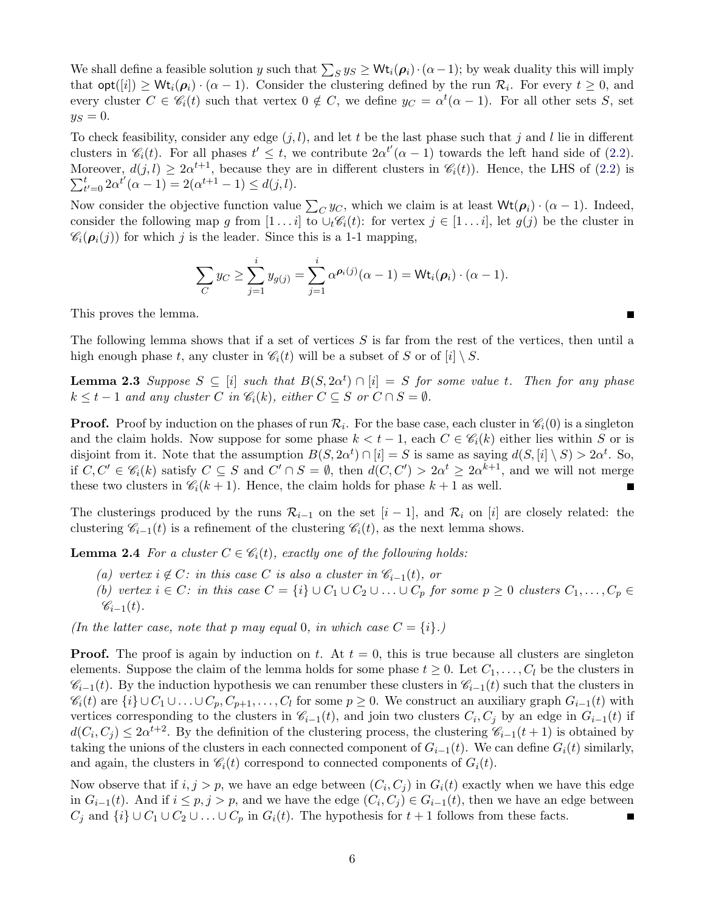We shall define a feasible solution $y$ such that $\sum_S y_S \geq \mathsf{Wt}_i(\boldsymbol{\rho}_i) \cdot (\alpha - 1)$; by weak duality this will imply that $\mathsf{opt}([i]) \geq \mathsf{Wt}_i(\boldsymbol{\rho}_i) \cdot (\alpha - 1)$. Consider the clustering defined by the run $\mathcal{R}_i$. For every $t \geq 0$, and every cluster $C \in \mathscr{C}_i(t)$ such that vertex $0 \notin C$, we define $y_C = \alpha^t(\alpha - 1)$. For all other sets $S$, set $y_S = 0$.

To check feasibility, consider any edge $(j, l)$, and let $t$ be the last phase such that $j$ and $l$ lie in different clusters in $\mathscr{C}_i(t)$. For all phases $t' \leq t$, we contribute $2\alpha^{t'}(\alpha - 1)$ towards the left hand side of (2.2). Moreover, $d(j, l) \geq 2\alpha^{t+1}$, because they are in different clusters in $\mathscr{C}_i(t)$). Hence, the LHS of (2.2) is $\sum_{t'=0}^{t} 2\alpha^{t'}(\alpha - 1) = 2(\alpha^{t+1} - 1) \leq d(j, l)$.

Now consider the objective function value $\sum_C y_C$, which we claim is at least $\mathsf{Wt}(\boldsymbol{\rho}_i) \cdot (\alpha - 1)$. Indeed, consider the following map $g$ from $[1 \dots i]$ to $\cup_t \mathscr{C}_i(t)$: for vertex $j \in [1 \dots i]$, let $g(j)$ be the cluster in $\mathscr{C}_i(\boldsymbol{\rho}_i(j))$ for which $j$ is the leader. Since this is a 1-1 mapping,

$$\sum_C y_C \geq \sum_{j=1}^{i} y_{g(j)} = \sum_{j=1}^{i} \alpha^{\boldsymbol{\rho}_i(j)}(\alpha - 1) = \mathsf{Wt}_i(\boldsymbol{\rho}_i) \cdot (\alpha - 1).$$

This proves the lemma. ∎

The following lemma shows that if a set of vertices $S$ is far from the rest of the vertices, then until a high enough phase $t$, any cluster in $\mathscr{C}_i(t)$ will be a subset of $S$ or of $[i] \setminus S$.

**Lemma 2.3** *Suppose $S \subseteq [i]$ such that $B(S, 2\alpha^t) \cap [i] = S$ for some value $t$. Then for any phase $k \leq t - 1$ and any cluster $C$ in $\mathscr{C}_i(k)$, either $C \subseteq S$ or $C \cap S = \emptyset$.*

**Proof.** Proof by induction on the phases of run $\mathcal{R}_i$. For the base case, each cluster in $\mathscr{C}_i(0)$ is a singleton and the claim holds. Now suppose for some phase $k < t - 1$, each $C \in \mathscr{C}_i(k)$ either lies within $S$ or is disjoint from it. Note that the assumption $B(S, 2\alpha^t) \cap [i] = S$ is same as saying $d(S, [i] \setminus S) > 2\alpha^t$. So, if $C, C' \in \mathscr{C}_i(k)$ satisfy $C \subseteq S$ and $C' \cap S = \emptyset$, then $d(C, C') > 2\alpha^t \geq 2\alpha^{k+1}$, and we will not merge these two clusters in $\mathscr{C}_i(k+1)$. Hence, the claim holds for phase $k + 1$ as well. ∎

The clusterings produced by the runs $\mathcal{R}_{i-1}$ on the set $[i - 1]$, and $\mathcal{R}_i$ on $[i]$ are closely related: the clustering $\mathscr{C}_{i-1}(t)$ is a refinement of the clustering $\mathscr{C}_i(t)$, as the next lemma shows.

**Lemma 2.4** *For a cluster $C \in \mathscr{C}_i(t)$, exactly one of the following holds:*

*(a) vertex $i \notin C$: in this case $C$ is also a cluster in $\mathscr{C}_{i-1}(t)$, or*
*(b) vertex $i \in C$: in this case $C = \{i\} \cup C_1 \cup C_2 \cup \dots \cup C_p$ for some $p \geq 0$ clusters $C_1, \dots, C_p \in \mathscr{C}_{i-1}(t)$.*

*(In the latter case, note that $p$ may equal $0$, in which case $C = \{i\}$.)*

**Proof.** The proof is again by induction on $t$. At $t = 0$, this is true because all clusters are singleton elements. Suppose the claim of the lemma holds for some phase $t \geq 0$. Let $C_1, \dots, C_l$ be the clusters in $\mathscr{C}_{i-1}(t)$. By the induction hypothesis we can renumber these clusters in $\mathscr{C}_{i-1}(t)$ such that the clusters in $\mathscr{C}_i(t)$ are $\{i\} \cup C_1 \cup \dots \cup C_p, C_{p+1}, \dots, C_l$ for some $p \geq 0$. We construct an auxiliary graph $G_{i-1}(t)$ with vertices corresponding to the clusters in $\mathscr{C}_{i-1}(t)$, and join two clusters $C_i, C_j$ by an edge in $G_{i-1}(t)$ if $d(C_i, C_j) \leq 2\alpha^{t+2}$. By the definition of the clustering process, the clustering $\mathscr{C}_{i-1}(t+1)$ is obtained by taking the unions of the clusters in each connected component of $G_{i-1}(t)$. We can define $G_i(t)$ similarly, and again, the clusters in $\mathscr{C}_i(t)$ correspond to connected components of $G_i(t)$.

Now observe that if $i, j > p$, we have an edge between $(C_i, C_j)$ in $G_i(t)$ exactly when we have this edge in $G_{i-1}(t)$. And if $i \leq p, j > p$, and we have the edge $(C_i, C_j) \in G_{i-1}(t)$, then we have an edge between $C_j$ and $\{i\} \cup C_1 \cup C_2 \cup \dots \cup C_p$ in $G_i(t)$. The hypothesis for $t + 1$ follows from these facts. ∎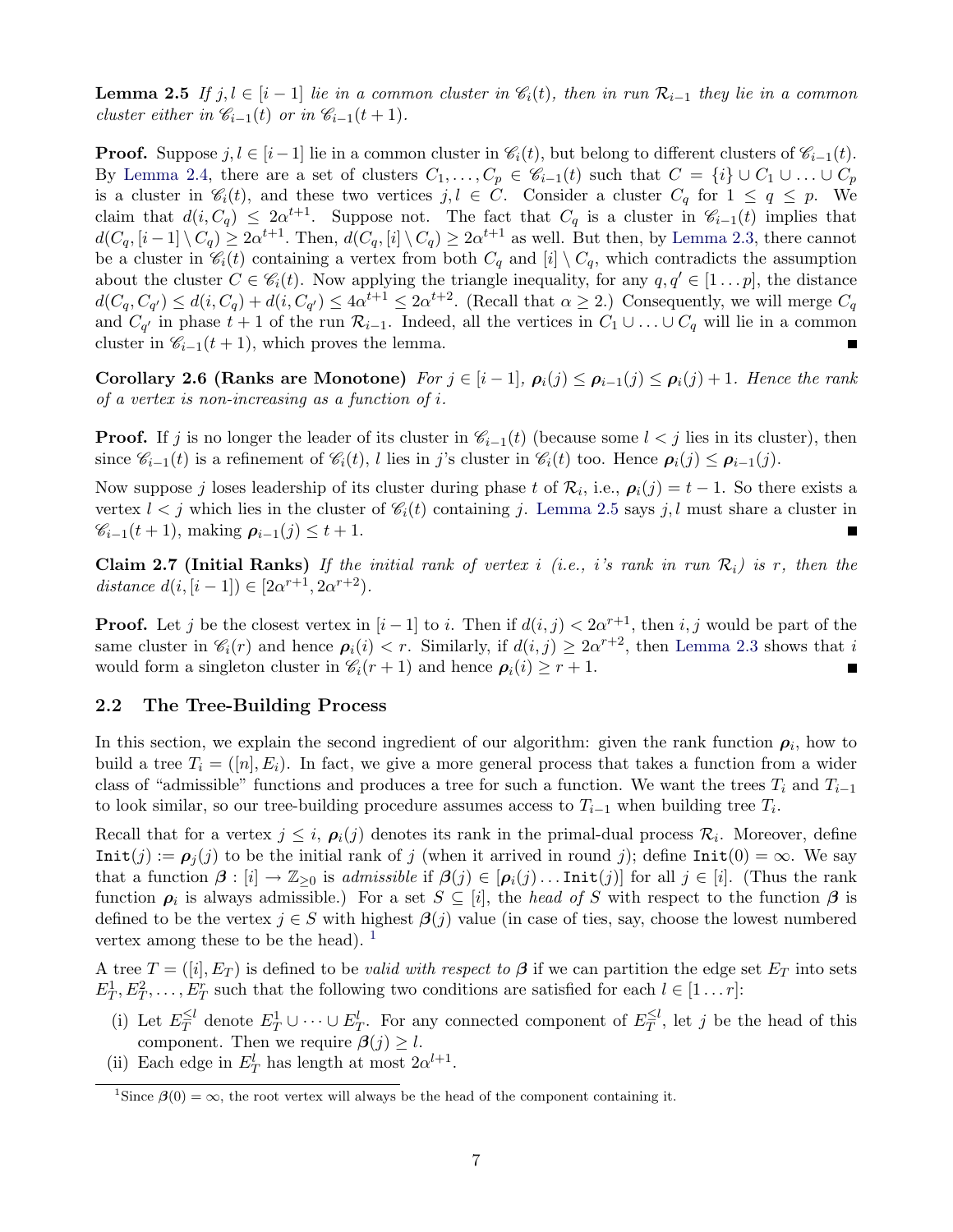**Lemma 2.5** *If $j, l \in [i-1]$ lie in a common cluster in $\mathscr{C}_i(t)$, then in run $\mathcal{R}_{i-1}$ they lie in a common cluster either in $\mathscr{C}_{i-1}(t)$ or in $\mathscr{C}_{i-1}(t+1)$.*

**Proof.** Suppose $j, l \in [i-1]$ lie in a common cluster in $\mathscr{C}_i(t)$, but belong to different clusters of $\mathscr{C}_{i-1}(t)$. By Lemma 2.4, there are a set of clusters $C_1, \ldots, C_p \in \mathscr{C}_{i-1}(t)$ such that $C = \{i\} \cup C_1 \cup \ldots \cup C_p$ is a cluster in $\mathscr{C}_i(t)$, and these two vertices $j, l \in C$. Consider a cluster $C_q$ for $1 \leq q \leq p$. We claim that $d(i, C_q) \leq 2\alpha^{t+1}$. Suppose not. The fact that $C_q$ is a cluster in $\mathscr{C}_{i-1}(t)$ implies that $d(C_q, [i-1] \setminus C_q) \geq 2\alpha^{t+1}$. Then, $d(C_q, [i] \setminus C_q) \geq 2\alpha^{t+1}$ as well. But then, by Lemma 2.3, there cannot be a cluster in $\mathscr{C}_i(t)$ containing a vertex from both $C_q$ and $[i] \setminus C_q$, which contradicts the assumption about the cluster $C \in \mathscr{C}_i(t)$. Now applying the triangle inequality, for any $q, q' \in [1 \ldots p]$, the distance $d(C_q, C_{q'}) \leq d(i, C_q) + d(i, C_{q'}) \leq 4\alpha^{t+1} \leq 2\alpha^{t+2}$. (Recall that $\alpha \geq 2$.) Consequently, we will merge $C_q$ and $C_{q'}$ in phase $t+1$ of the run $\mathcal{R}_{i-1}$. Indeed, all the vertices in $C_1 \cup \ldots \cup C_q$ will lie in a common cluster in $\mathscr{C}_{i-1}(t+1)$, which proves the lemma. ∎

**Corollary 2.6 (Ranks are Monotone)** *For $j \in [i-1]$, $\boldsymbol{\rho}_i(j) \leq \boldsymbol{\rho}_{i-1}(j) \leq \boldsymbol{\rho}_i(j) + 1$. Hence the rank of a vertex is non-increasing as a function of $i$.*

**Proof.** If $j$ is no longer the leader of its cluster in $\mathscr{C}_{i-1}(t)$ (because some $l < j$ lies in its cluster), then since $\mathscr{C}_{i-1}(t)$ is a refinement of $\mathscr{C}_i(t)$, $l$ lies in $j$'s cluster in $\mathscr{C}_i(t)$ too. Hence $\boldsymbol{\rho}_i(j) \leq \boldsymbol{\rho}_{i-1}(j)$.

Now suppose $j$ loses leadership of its cluster during phase $t$ of $\mathcal{R}_i$, i.e., $\boldsymbol{\rho}_i(j) = t - 1$. So there exists a vertex $l < j$ which lies in the cluster of $\mathscr{C}_i(t)$ containing $j$. Lemma 2.5 says $j, l$ must share a cluster in $\mathscr{C}_{i-1}(t+1)$, making $\boldsymbol{\rho}_{i-1}(j) \leq t + 1$. ∎

**Claim 2.7 (Initial Ranks)** *If the initial rank of vertex $i$ (i.e., $i$'s rank in run $\mathcal{R}_i$) is $r$, then the distance $d(i, [i-1]) \in [2\alpha^{r+1}, 2\alpha^{r+2})$.*

**Proof.** Let $j$ be the closest vertex in $[i-1]$ to $i$. Then if $d(i,j) < 2\alpha^{r+1}$, then $i, j$ would be part of the same cluster in $\mathscr{C}_i(r)$ and hence $\boldsymbol{\rho}_i(i) < r$. Similarly, if $d(i,j) \geq 2\alpha^{r+2}$, then Lemma 2.3 shows that $i$ would form a singleton cluster in $\mathscr{C}_i(r+1)$ and hence $\boldsymbol{\rho}_i(i) \geq r + 1$. ∎

## 2.2 The Tree-Building Process

In this section, we explain the second ingredient of our algorithm: given the rank function $\boldsymbol{\rho}_i$, how to build a tree $T_i = ([n], E_i)$. In fact, we give a more general process that takes a function from a wider class of "admissible" functions and produces a tree for such a function. We want the trees $T_i$ and $T_{i-1}$ to look similar, so our tree-building procedure assumes access to $T_{i-1}$ when building tree $T_i$.

Recall that for a vertex $j \leq i$, $\boldsymbol{\rho}_i(j)$ denotes its rank in the primal-dual process $\mathcal{R}_i$. Moreover, define $\texttt{Init}(j) := \boldsymbol{\rho}_j(j)$ to be the initial rank of $j$ (when it arrived in round $j$); define $\texttt{Init}(0) = \infty$. We say that a function $\boldsymbol{\beta} : [i] \to \mathbb{Z}_{\geq 0}$ is *admissible* if $\boldsymbol{\beta}(j) \in [\boldsymbol{\rho}_i(j) \ldots \texttt{Init}(j)]$ for all $j \in [i]$. (Thus the rank function $\boldsymbol{\rho}_i$ is always admissible.) For a set $S \subseteq [i]$, the *head of $S$* with respect to the function $\boldsymbol{\beta}$ is defined to be the vertex $j \in S$ with highest $\boldsymbol{\beta}(j)$ value (in case of ties, say, choose the lowest numbered vertex among these to be the head). [1]

A tree $T = ([i], E_T)$ is defined to be *valid with respect to $\boldsymbol{\beta}$* if we can partition the edge set $E_T$ into sets $E_T^1, E_T^2, \ldots, E_T^r$ such that the following two conditions are satisfied for each $l \in [1 \ldots r]$:

(i) Let $E_T^{\leq l}$ denote $E_T^1 \cup \cdots \cup E_T^l$. For any connected component of $E_T^{\leq l}$, let $j$ be the head of this component. Then we require $\boldsymbol{\beta}(j) \geq l$.

(ii) Each edge in $E_T^l$ has length at most $2\alpha^{l+1}$.

[1] Since $\boldsymbol{\beta}(0) = \infty$, the root vertex will always be the head of the component containing it.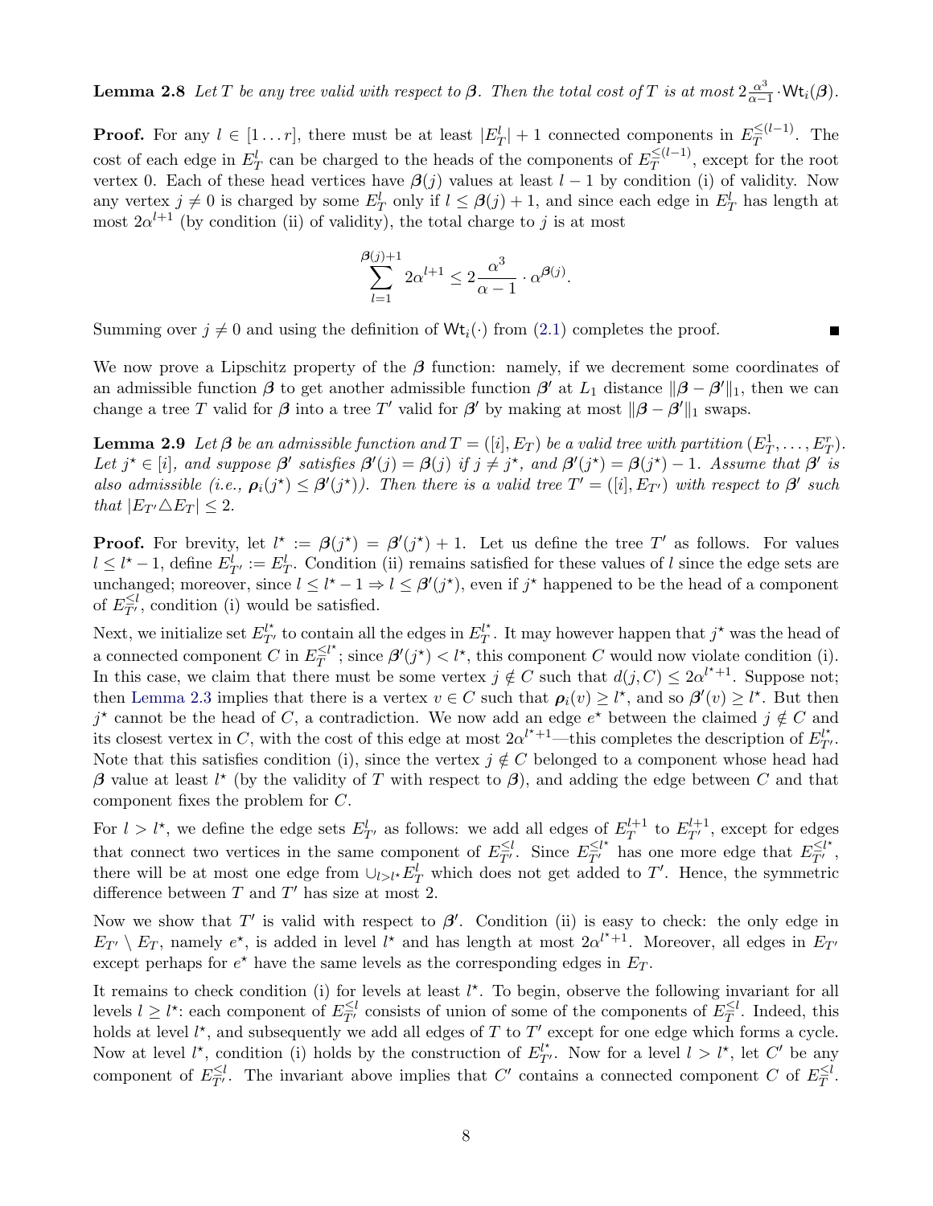**Lemma 2.8** *Let $T$ be any tree valid with respect to $\boldsymbol{\beta}$. Then the total cost of $T$ is at most $2\frac{\alpha^3}{\alpha-1} \cdot \mathsf{Wt}_i(\boldsymbol{\beta})$.*

**Proof.** For any $l \in [1 \ldots r]$, there must be at least $|E_T^l| + 1$ connected components in $E_T^{\leq (l-1)}$. The cost of each edge in $E_T^l$ can be charged to the heads of the components of $E_T^{\leq (l-1)}$, except for the root vertex 0. Each of these head vertices have $\boldsymbol{\beta}(j)$ values at least $l-1$ by condition (i) of validity. Now any vertex $j \neq 0$ is charged by some $E_T^l$ only if $l \leq \boldsymbol{\beta}(j) + 1$, and since each edge in $E_T^l$ has length at most $2\alpha^{l+1}$ (by condition (ii) of validity), the total charge to $j$ is at most

$$\sum_{l=1}^{\boldsymbol{\beta}(j)+1} 2\alpha^{l+1} \leq 2\frac{\alpha^3}{\alpha - 1} \cdot \alpha^{\boldsymbol{\beta}(j)}.$$

Summing over $j \neq 0$ and using the definition of $\mathsf{Wt}_i(\cdot)$ from (2.1) completes the proof. ∎

We now prove a Lipschitz property of the $\boldsymbol{\beta}$ function: namely, if we decrement some coordinates of an admissible function $\boldsymbol{\beta}$ to get another admissible function $\boldsymbol{\beta}'$ at $L_1$ distance $\|\boldsymbol{\beta} - \boldsymbol{\beta}'\|_1$, then we can change a tree $T$ valid for $\boldsymbol{\beta}$ into a tree $T'$ valid for $\boldsymbol{\beta}'$ by making at most $\|\boldsymbol{\beta} - \boldsymbol{\beta}'\|_1$ swaps.

**Lemma 2.9** *Let $\boldsymbol{\beta}$ be an admissible function and $T = ([i], E_T)$ be a valid tree with partition $(E_T^1, \ldots, E_T^r)$. Let $j^\star \in [i]$, and suppose $\boldsymbol{\beta}'$ satisfies $\boldsymbol{\beta}'(j) = \boldsymbol{\beta}(j)$ if $j \neq j^\star$, and $\boldsymbol{\beta}'(j^\star) = \boldsymbol{\beta}(j^\star) - 1$. Assume that $\boldsymbol{\beta}'$ is also admissible (i.e., $\boldsymbol{\rho}_i(j^\star) \leq \boldsymbol{\beta}'(j^\star)$). Then there is a valid tree $T' = ([i], E_{T'})$ with respect to $\boldsymbol{\beta}'$ such that $|E_{T'} \triangle E_T| \leq 2$.*

**Proof.** For brevity, let $l^\star := \boldsymbol{\beta}(j^\star) = \boldsymbol{\beta}'(j^\star) + 1$. Let us define the tree $T'$ as follows. For values $l \leq l^\star - 1$, define $E_{T'}^l := E_T^l$. Condition (ii) remains satisfied for these values of $l$ since the edge sets are unchanged; moreover, since $l \leq l^\star - 1 \Rightarrow l \leq \boldsymbol{\beta}'(j^\star)$, even if $j^\star$ happened to be the head of a component of $E_{T'}^{\leq l}$, condition (i) would be satisfied.

Next, we initialize set $E_{T'}^{l^\star}$ to contain all the edges in $E_T^{l^\star}$. It may however happen that $j^\star$ was the head of a connected component $C$ in $E_T^{\leq l^\star}$; since $\boldsymbol{\beta}'(j^\star) < l^\star$, this component $C$ would now violate condition (i). In this case, we claim that there must be some vertex $j \notin C$ such that $d(j, C) \leq 2\alpha^{l^\star+1}$. Suppose not; then Lemma 2.3 implies that there is a vertex $v \in C$ such that $\boldsymbol{\rho}_i(v) \geq l^\star$, and so $\boldsymbol{\beta}'(v) \geq l^\star$. But then $j^\star$ cannot be the head of $C$, a contradiction. We now add an edge $e^\star$ between the claimed $j \notin C$ and its closest vertex in $C$, with the cost of this edge at most $2\alpha^{l^\star+1}$—this completes the description of $E_{T'}^{l^\star}$. Note that this satisfies condition (i), since the vertex $j \notin C$ belonged to a component whose head had $\boldsymbol{\beta}$ value at least $l^\star$ (by the validity of $T$ with respect to $\boldsymbol{\beta}$), and adding the edge between $C$ and that component fixes the problem for $C$.

For $l > l^\star$, we define the edge sets $E_{T'}^l$ as follows: we add all edges of $E_T^{l+1}$ to $E_{T'}^{l+1}$, except for edges that connect two vertices in the same component of $E_{T'}^{\leq l}$. Since $E_{T'}^{\leq l^\star}$ has one more edge that $E_{T'}^{\leq l^\star}$, there will be at most one edge from $\cup_{l > l^\star} E_T^l$ which does not get added to $T'$. Hence, the symmetric difference between $T$ and $T'$ has size at most 2.

Now we show that $T'$ is valid with respect to $\boldsymbol{\beta}'$. Condition (ii) is easy to check: the only edge in $E_{T'} \setminus E_T$, namely $e^\star$, is added in level $l^\star$ and has length at most $2\alpha^{l^\star+1}$. Moreover, all edges in $E_{T'}$ except perhaps for $e^\star$ have the same levels as the corresponding edges in $E_T$.

It remains to check condition (i) for levels at least $l^\star$. To begin, observe the following invariant for all levels $l \geq l^\star$: each component of $E_{T'}^{\leq l}$ consists of union of some of the components of $E_T^{\leq l}$. Indeed, this holds at level $l^\star$, and subsequently we add all edges of $T$ to $T'$ except for one edge which forms a cycle. Now at level $l^\star$, condition (i) holds by the construction of $E_{T'}^{l^\star}$. Now for a level $l > l^\star$, let $C'$ be any component of $E_{T'}^{\leq l}$. The invariant above implies that $C'$ contains a connected component $C$ of $E_T^{\leq l}$.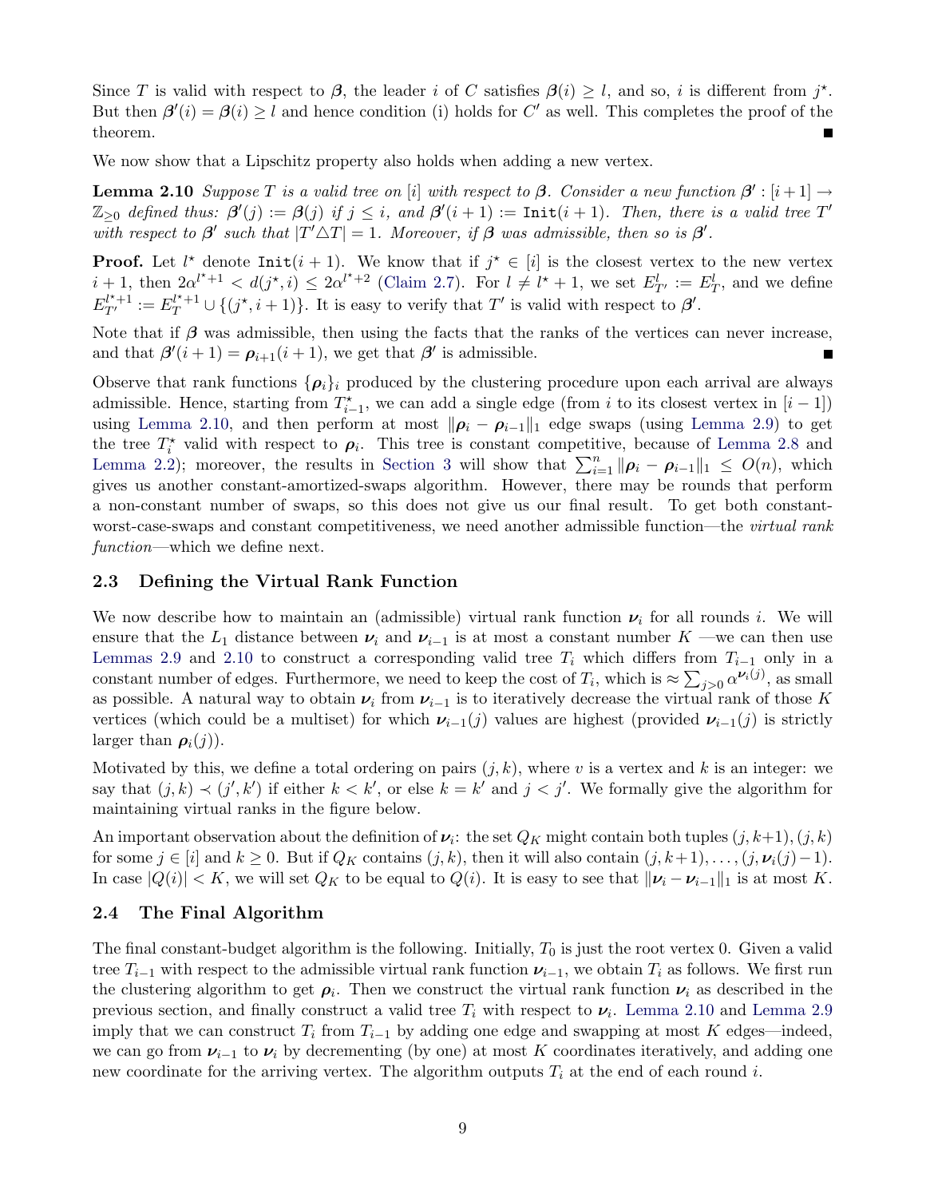Since $T$ is valid with respect to $\boldsymbol{\beta}$, the leader $i$ of $C$ satisfies $\boldsymbol{\beta}(i) \geq l$, and so, $i$ is different from $j^\star$. But then $\boldsymbol{\beta}'(i) = \boldsymbol{\beta}(i) \geq l$ and hence condition (i) holds for $C'$ as well. This completes the proof of the theorem. ∎

We now show that a Lipschitz property also holds when adding a new vertex.

**Lemma 2.10** *Suppose $T$ is a valid tree on $[i]$ with respect to $\boldsymbol{\beta}$. Consider a new function $\boldsymbol{\beta}' : [i+1] \to \mathbb{Z}_{\geq 0}$ defined thus: $\boldsymbol{\beta}'(j) := \boldsymbol{\beta}(j)$ if $j \leq i$, and $\boldsymbol{\beta}'(i+1) := \texttt{Init}(i+1)$. Then, there is a valid tree $T'$ with respect to $\boldsymbol{\beta}'$ such that $|T' \triangle T| = 1$. Moreover, if $\boldsymbol{\beta}$ was admissible, then so is $\boldsymbol{\beta}'$.*

**Proof.** Let $l^\star$ denote $\texttt{Init}(i+1)$. We know that if $j^\star \in [i]$ is the closest vertex to the new vertex $i+1$, then $2\alpha^{l^\star+1} < d(j^\star, i) \leq 2\alpha^{l^\star+2}$ (Claim 2.7). For $l \neq l^\star + 1$, we set $E^l_{T'} := E^l_T$, and we define $E^{l^\star+1}_{T'} := E^{l^\star+1}_T \cup \{(j^\star, i+1)\}$. It is easy to verify that $T'$ is valid with respect to $\boldsymbol{\beta}'$.

Note that if $\boldsymbol{\beta}$ was admissible, then using the facts that the ranks of the vertices can never increase, and that $\boldsymbol{\beta}'(i+1) = \boldsymbol{\rho}_{i+1}(i+1)$, we get that $\boldsymbol{\beta}'$ is admissible. ∎

Observe that rank functions $\{\boldsymbol{\rho}_i\}_i$ produced by the clustering procedure upon each arrival are always admissible. Hence, starting from $T^\star_{i-1}$, we can add a single edge (from $i$ to its closest vertex in $[i-1]$) using Lemma 2.10, and then perform at most $\|\boldsymbol{\rho}_i - \boldsymbol{\rho}_{i-1}\|_1$ edge swaps (using Lemma 2.9) to get the tree $T^\star_i$ valid with respect to $\boldsymbol{\rho}_i$. This tree is constant competitive, because of Lemma 2.8 and Lemma 2.2); moreover, the results in Section 3 will show that $\sum_{i=1}^n \|\boldsymbol{\rho}_i - \boldsymbol{\rho}_{i-1}\|_1 \leq O(n)$, which gives us another constant-amortized-swaps algorithm. However, there may be rounds that perform a non-constant number of swaps, so this does not give us our final result. To get both constant-worst-case-swaps and constant competitiveness, we need another admissible function—the *virtual rank function*—which we define next.

## 2.3 Defining the Virtual Rank Function

We now describe how to maintain an (admissible) virtual rank function $\boldsymbol{\nu}_i$ for all rounds $i$. We will ensure that the $L_1$ distance between $\boldsymbol{\nu}_i$ and $\boldsymbol{\nu}_{i-1}$ is at most a constant number $K$ —we can then use Lemmas 2.9 and 2.10 to construct a corresponding valid tree $T_i$ which differs from $T_{i-1}$ only in a constant number of edges. Furthermore, we need to keep the cost of $T_i$, which is $\approx \sum_{j>0} \alpha^{\boldsymbol{\nu}_i(j)}$, as small as possible. A natural way to obtain $\boldsymbol{\nu}_i$ from $\boldsymbol{\nu}_{i-1}$ is to iteratively decrease the virtual rank of those $K$ vertices (which could be a multiset) for which $\boldsymbol{\nu}_{i-1}(j)$ values are highest (provided $\boldsymbol{\nu}_{i-1}(j)$ is strictly larger than $\boldsymbol{\rho}_i(j)$).

Motivated by this, we define a total ordering on pairs $(j, k)$, where $v$ is a vertex and $k$ is an integer: we say that $(j, k) \prec (j', k')$ if either $k < k'$, or else $k = k'$ and $j < j'$. We formally give the algorithm for maintaining virtual ranks in the figure below.

An important observation about the definition of $\boldsymbol{\nu}_i$: the set $Q_K$ might contain both tuples $(j, k+1), (j, k)$ for some $j \in [i]$ and $k \geq 0$. But if $Q_K$ contains $(j, k)$, then it will also contain $(j, k+1), \ldots, (j, \boldsymbol{\nu}_i(j)-1)$. In case $|Q(i)| < K$, we will set $Q_K$ to be equal to $Q(i)$. It is easy to see that $\|\boldsymbol{\nu}_i - \boldsymbol{\nu}_{i-1}\|_1$ is at most $K$.

## 2.4 The Final Algorithm

The final constant-budget algorithm is the following. Initially, $T_0$ is just the root vertex 0. Given a valid tree $T_{i-1}$ with respect to the admissible virtual rank function $\boldsymbol{\nu}_{i-1}$, we obtain $T_i$ as follows. We first run the clustering algorithm to get $\boldsymbol{\rho}_i$. Then we construct the virtual rank function $\boldsymbol{\nu}_i$ as described in the previous section, and finally construct a valid tree $T_i$ with respect to $\boldsymbol{\nu}_i$. Lemma 2.10 and Lemma 2.9 imply that we can construct $T_i$ from $T_{i-1}$ by adding one edge and swapping at most $K$ edges—indeed, we can go from $\boldsymbol{\nu}_{i-1}$ to $\boldsymbol{\nu}_i$ by decrementing (by one) at most $K$ coordinates iteratively, and adding one new coordinate for the arriving vertex. The algorithm outputs $T_i$ at the end of each round $i$.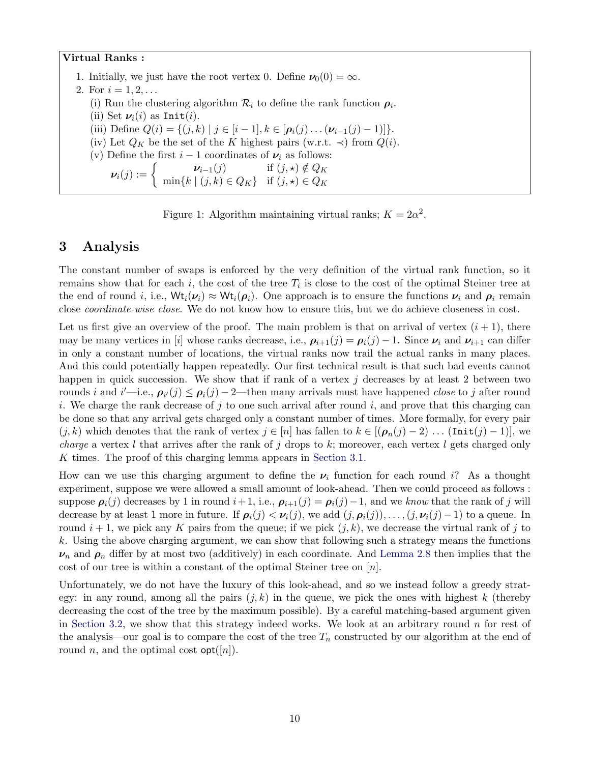**Virtual Ranks :**

1. Initially, we just have the root vertex 0. Define $\boldsymbol{\nu}_0(0) = \infty$.
2. For $i = 1, 2, \ldots$
   (i) Run the clustering algorithm $\mathcal{R}_i$ to define the rank function $\boldsymbol{\rho}_i$.
   (ii) Set $\boldsymbol{\nu}_i(i)$ as $\texttt{Init}(i)$.
   (iii) Define $Q(i) = \{(j,k) \mid j \in [i-1], k \in [\boldsymbol{\rho}_i(j) \ldots (\boldsymbol{\nu}_{i-1}(j) - 1)]\}$.
   (iv) Let $Q_K$ be the set of the $K$ highest pairs (w.r.t. $\prec$) from $Q(i)$.
   (v) Define the first $i-1$ coordinates of $\boldsymbol{\nu}_i$ as follows:

$$\boldsymbol{\nu}_i(j) := \begin{cases} \boldsymbol{\nu}_{i-1}(j) & \text{if } (j,\star) \notin Q_K \\ \min\{k \mid (j,k) \in Q_K\} & \text{if } (j,\star) \in Q_K \end{cases}$$

Figure 1: Algorithm maintaining virtual ranks; $K = 2\alpha^2$.

# 3 Analysis

The constant number of swaps is enforced by the very definition of the virtual rank function, so it remains show that for each $i$, the cost of the tree $T_i$ is close to the cost of the optimal Steiner tree at the end of round $i$, i.e., $\mathsf{Wt}_i(\boldsymbol{\nu}_i) \approx \mathsf{Wt}_i(\boldsymbol{\rho}_i)$. One approach is to ensure the functions $\boldsymbol{\nu}_i$ and $\boldsymbol{\rho}_i$ remain close *coordinate-wise close*. We do not know how to ensure this, but we do achieve closeness in cost.

Let us first give an overview of the proof. The main problem is that on arrival of vertex $(i+1)$, there may be many vertices in $[i]$ whose ranks decrease, i.e., $\boldsymbol{\rho}_{i+1}(j) = \boldsymbol{\rho}_i(j) - 1$. Since $\boldsymbol{\nu}_i$ and $\boldsymbol{\nu}_{i+1}$ can differ in only a constant number of locations, the virtual ranks now trail the actual ranks in many places. And this could potentially happen repeatedly. Our first technical result is that such bad events cannot happen in quick succession. We show that if rank of a vertex $j$ decreases by at least 2 between two rounds $i$ and $i'$—i.e., $\boldsymbol{\rho}_{i'}(j) \leq \boldsymbol{\rho}_i(j) - 2$—then many arrivals must have happened *close* to $j$ after round $i$. We charge the rank decrease of $j$ to one such arrival after round $i$, and prove that this charging can be done so that any arrival gets charged only a constant number of times. More formally, for every pair $(j,k)$ which denotes that the rank of vertex $j \in [n]$ has fallen to $k \in [(\boldsymbol{\rho}_n(j) - 2) \ldots (\texttt{Init}(j) - 1)]$, we *charge* a vertex $l$ that arrives after the rank of $j$ drops to $k$; moreover, each vertex $l$ gets charged only $K$ times. The proof of this charging lemma appears in Section 3.1.

How can we use this charging argument to define the $\boldsymbol{\nu}_i$ function for each round $i$? As a thought experiment, suppose we were allowed a small amount of look-ahead. Then we could proceed as follows : suppose $\boldsymbol{\rho}_i(j)$ decreases by 1 in round $i+1$, i.e., $\boldsymbol{\rho}_{i+1}(j) = \boldsymbol{\rho}_i(j) - 1$, and we *know* that the rank of $j$ will decrease by at least 1 more in future. If $\boldsymbol{\rho}_i(j) < \boldsymbol{\nu}_i(j)$, we add $(j, \boldsymbol{\rho}_i(j)), \ldots, (j, \boldsymbol{\nu}_i(j) - 1)$ to a queue. In round $i+1$, we pick any $K$ pairs from the queue; if we pick $(j,k)$, we decrease the virtual rank of $j$ to $k$. Using the above charging argument, we can show that following such a strategy means the functions $\boldsymbol{\nu}_n$ and $\boldsymbol{\rho}_n$ differ by at most two (additively) in each coordinate. And Lemma 2.8 then implies that the cost of our tree is within a constant of the optimal Steiner tree on $[n]$.

Unfortunately, we do not have the luxury of this look-ahead, and so we instead follow a greedy strategy: in any round, among all the pairs $(j,k)$ in the queue, we pick the ones with highest $k$ (thereby decreasing the cost of the tree by the maximum possible). By a careful matching-based argument given in Section 3.2, we show that this strategy indeed works. We look at an arbitrary round $n$ for rest of the analysis—our goal is to compare the cost of the tree $T_n$ constructed by our algorithm at the end of round $n$, and the optimal cost $\mathsf{opt}([n])$.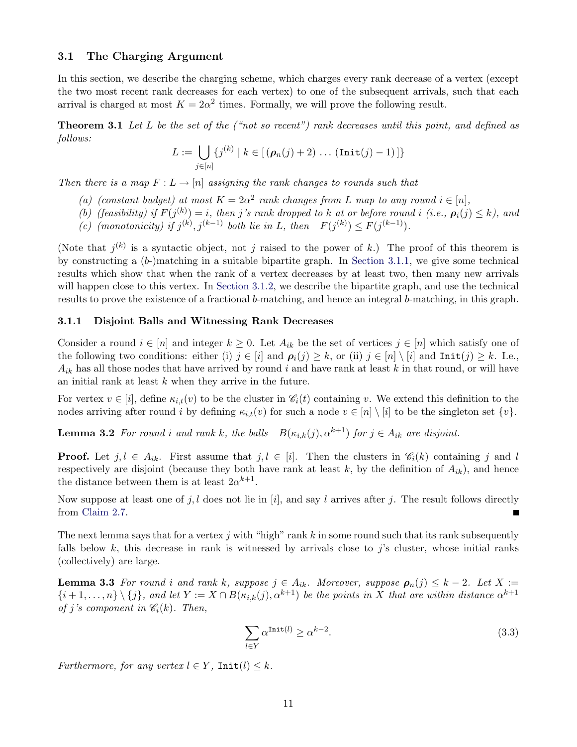### 3.1 The Charging Argument

In this section, we describe the charging scheme, which charges every rank decrease of a vertex (except the two most recent rank decreases for each vertex) to one of the subsequent arrivals, such that each arrival is charged at most $K = 2\alpha^2$ times. Formally, we will prove the following result.

**Theorem 3.1** *Let $L$ be the set of the ("not so recent") rank decreases until this point, and defined as follows:*

$$L := \bigcup_{j\in[n]} \{j^{(k)} \mid k \in [\,(\boldsymbol{\rho}_n(j) + 2) \ldots (\texttt{Init}(j) - 1)\,]\}$$

*Then there is a map $F : L \to [n]$ assigning the rank changes to rounds such that*

- *(a) (constant budget) at most $K = 2\alpha^2$ rank changes from $L$ map to any round $i \in [n]$,*
- *(b) (feasibility) if $F(j^{(k)}) = i$, then $j$'s rank dropped to $k$ at or before round $i$ (i.e., $\boldsymbol{\rho}_i(j) \leq k$), and*
- *(c) (monotonicity) if $j^{(k)}, j^{(k-1)}$ both lie in $L$, then $F(j^{(k)}) \leq F(j^{(k-1)})$.*

(Note that $j^{(k)}$ is a syntactic object, not $j$ raised to the power of $k$.) The proof of this theorem is by constructing a ($b$-)matching in a suitable bipartite graph. In Section 3.1.1, we give some technical results which show that when the rank of a vertex decreases by at least two, then many new arrivals will happen close to this vertex. In Section 3.1.2, we describe the bipartite graph, and use the technical results to prove the existence of a fractional $b$-matching, and hence an integral $b$-matching, in this graph.

#### 3.1.1 Disjoint Balls and Witnessing Rank Decreases

Consider a round $i \in [n]$ and integer $k \geq 0$. Let $A_{ik}$ be the set of vertices $j \in [n]$ which satisfy one of the following two conditions: either (i) $j \in [i]$ and $\boldsymbol{\rho}_i(j) \geq k$, or (ii) $j \in [n] \setminus [i]$ and $\texttt{Init}(j) \geq k$. I.e., $A_{ik}$ has all those nodes that have arrived by round $i$ and have rank at least $k$ in that round, or will have an initial rank at least $k$ when they arrive in the future.

For vertex $v \in [i]$, define $\kappa_{i,t}(v)$ to be the cluster in $\mathscr{C}_i(t)$ containing $v$. We extend this definition to the nodes arriving after round $i$ by defining $\kappa_{i,t}(v)$ for such a node $v \in [n] \setminus [i]$ to be the singleton set $\{v\}$.

**Lemma 3.2** *For round $i$ and rank $k$, the balls $B(\kappa_{i,k}(j), \alpha^{k+1})$ for $j \in A_{ik}$ are disjoint.*

**Proof.** Let $j, l \in A_{ik}$. First assume that $j, l \in [i]$. Then the clusters in $\mathscr{C}_i(k)$ containing $j$ and $l$ respectively are disjoint (because they both have rank at least $k$, by the definition of $A_{ik}$), and hence the distance between them is at least $2\alpha^{k+1}$.

Now suppose at least one of $j, l$ does not lie in $[i]$, and say $l$ arrives after $j$. The result follows directly from Claim 2.7. ∎

The next lemma says that for a vertex $j$ with "high" rank $k$ in some round such that its rank subsequently falls below $k$, this decrease in rank is witnessed by arrivals close to $j$'s cluster, whose initial ranks (collectively) are large.

**Lemma 3.3** *For round $i$ and rank $k$, suppose $j \in A_{ik}$. Moreover, suppose $\boldsymbol{\rho}_n(j) \leq k - 2$. Let $X := \{i+1, \ldots, n\} \setminus \{j\}$, and let $Y := X \cap B(\kappa_{i,k}(j), \alpha^{k+1})$ be the points in $X$ that are within distance $\alpha^{k+1}$ of $j$'s component in $\mathscr{C}_i(k)$. Then,*

$$\sum_{l \in Y} \alpha^{\texttt{Init}(l)} \geq \alpha^{k-2}. \tag{3.3}$$

*Furthermore, for any vertex $l \in Y$, $\texttt{Init}(l) \leq k$.*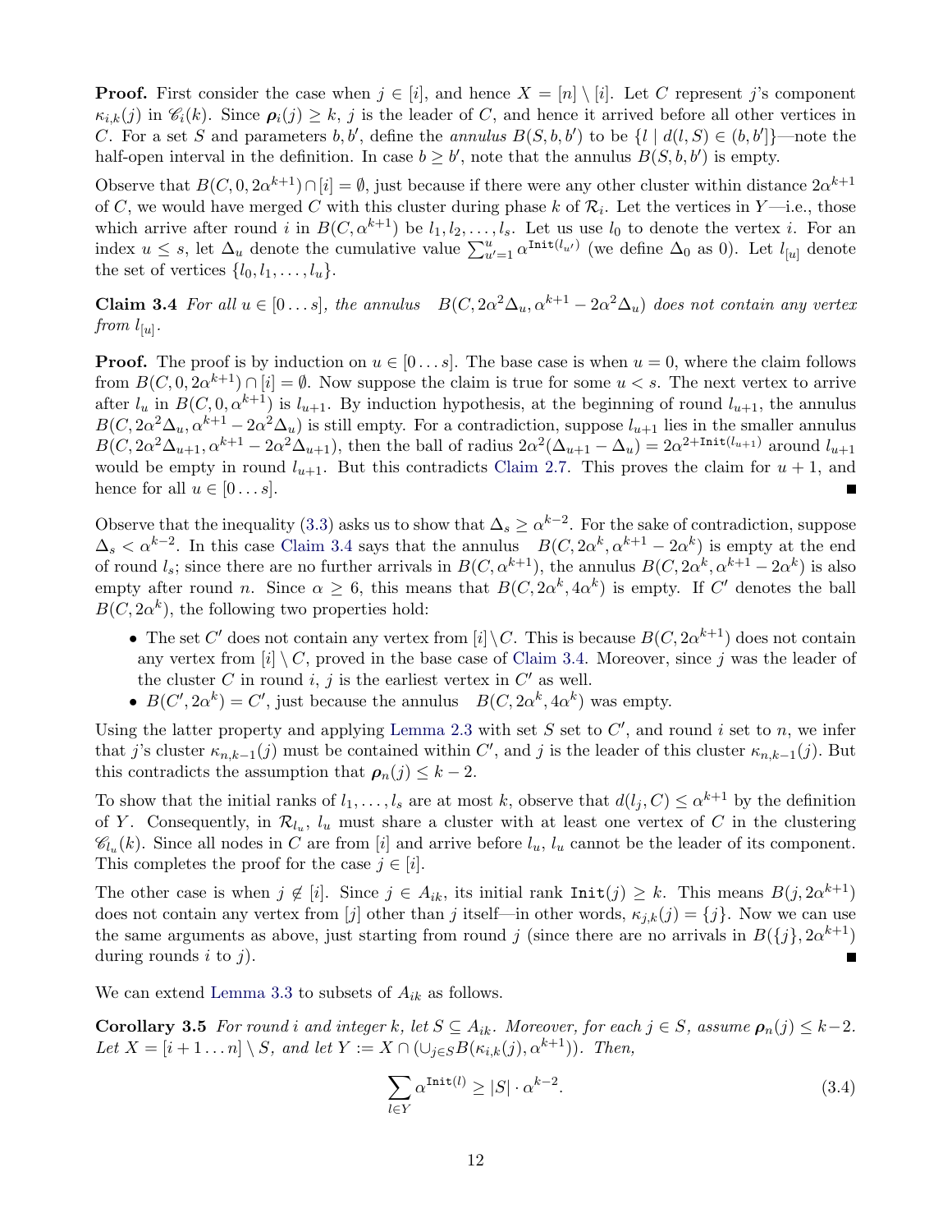**Proof.** First consider the case when $j \in [i]$, and hence $X = [n] \setminus [i]$. Let $C$ represent $j$'s component $\kappa_{i,k}(j)$ in $\mathscr{C}_i(k)$. Since $\boldsymbol{\rho}_i(j) \geq k$, $j$ is the leader of $C$, and hence it arrived before all other vertices in $C$. For a set $S$ and parameters $b, b'$, define the *annulus* $B(S, b, b')$ to be $\{l \mid d(l, S) \in (b, b']\}$—note the half-open interval in the definition. In case $b \geq b'$, note that the annulus $B(S, b, b')$ is empty.

Observe that $B(C, 0, 2\alpha^{k+1}) \cap [i] = \emptyset$, just because if there were any other cluster within distance $2\alpha^{k+1}$ of $C$, we would have merged $C$ with this cluster during phase $k$ of $\mathcal{R}_i$. Let the vertices in $Y$—i.e., those which arrive after round $i$ in $B(C, \alpha^{k+1})$ be $l_1, l_2, \ldots, l_s$. Let us use $l_0$ to denote the vertex $i$. For an index $u \leq s$, let $\Delta_u$ denote the cumulative value $\sum_{u'=1}^{u} \alpha^{\texttt{Init}(l_{u'})}$ (we define $\Delta_0$ as 0). Let $l_{[u]}$ denote the set of vertices $\{l_0, l_1, \ldots, l_u\}$.

**Claim 3.4** *For all $u \in [0 \ldots s]$, the annulus $B(C, 2\alpha^2\Delta_u, \alpha^{k+1} - 2\alpha^2\Delta_u)$ does not contain any vertex from $l_{[u]}$.*

**Proof.** The proof is by induction on $u \in [0 \ldots s]$. The base case is when $u = 0$, where the claim follows from $B(C, 0, 2\alpha^{k+1}) \cap [i] = \emptyset$. Now suppose the claim is true for some $u < s$. The next vertex to arrive after $l_u$ in $B(C, 0, \alpha^{k+1})$ is $l_{u+1}$. By induction hypothesis, at the beginning of round $l_{u+1}$, the annulus $B(C, 2\alpha^2\Delta_u, \alpha^{k+1} - 2\alpha^2\Delta_u)$ is still empty. For a contradiction, suppose $l_{u+1}$ lies in the smaller annulus $B(C, 2\alpha^2\Delta_{u+1}, \alpha^{k+1} - 2\alpha^2\Delta_{u+1})$, then the ball of radius $2\alpha^2(\Delta_{u+1} - \Delta_u) = 2\alpha^{2+\texttt{Init}(l_{u+1})}$ around $l_{u+1}$ would be empty in round $l_{u+1}$. But this contradicts Claim 2.7. This proves the claim for $u + 1$, and hence for all $u \in [0 \ldots s]$. ∎

Observe that the inequality (3.3) asks us to show that $\Delta_s \geq \alpha^{k-2}$. For the sake of contradiction, suppose $\Delta_s < \alpha^{k-2}$. In this case Claim 3.4 says that the annulus $B(C, 2\alpha^k, \alpha^{k+1} - 2\alpha^k)$ is empty at the end of round $l_s$; since there are no further arrivals in $B(C, \alpha^{k+1})$, the annulus $B(C, 2\alpha^k, \alpha^{k+1} - 2\alpha^k)$ is also empty after round $n$. Since $\alpha \geq 6$, this means that $B(C, 2\alpha^k, 4\alpha^k)$ is empty. If $C'$ denotes the ball $B(C, 2\alpha^k)$, the following two properties hold:

- The set $C'$ does not contain any vertex from $[i] \setminus C$. This is because $B(C, 2\alpha^{k+1})$ does not contain any vertex from $[i] \setminus C$, proved in the base case of Claim 3.4. Moreover, since $j$ was the leader of the cluster $C$ in round $i$, $j$ is the earliest vertex in $C'$ as well.
- $B(C', 2\alpha^k) = C'$, just because the annulus $B(C, 2\alpha^k, 4\alpha^k)$ was empty.

Using the latter property and applying Lemma 2.3 with set $S$ set to $C'$, and round $i$ set to $n$, we infer that $j$'s cluster $\kappa_{n,k-1}(j)$ must be contained within $C'$, and $j$ is the leader of this cluster $\kappa_{n,k-1}(j)$. But this contradicts the assumption that $\boldsymbol{\rho}_n(j) \leq k - 2$.

To show that the initial ranks of $l_1, \ldots, l_s$ are at most $k$, observe that $d(l_j, C) \leq \alpha^{k+1}$ by the definition of $Y$. Consequently, in $\mathcal{R}_{l_u}$, $l_u$ must share a cluster with at least one vertex of $C$ in the clustering $\mathscr{C}_{l_u}(k)$. Since all nodes in $C$ are from $[i]$ and arrive before $l_u$, $l_u$ cannot be the leader of its component. This completes the proof for the case $j \in [i]$.

The other case is when $j \notin [i]$. Since $j \in A_{ik}$, its initial rank $\texttt{Init}(j) \geq k$. This means $B(j, 2\alpha^{k+1})$ does not contain any vertex from $[j]$ other than $j$ itself—in other words, $\kappa_{j,k}(j) = \{j\}$. Now we can use the same arguments as above, just starting from round $j$ (since there are no arrivals in $B(\{j\}, 2\alpha^{k+1})$ during rounds $i$ to $j$). ∎

We can extend Lemma 3.3 to subsets of $A_{ik}$ as follows.

**Corollary 3.5** *For round $i$ and integer $k$, let $S \subseteq A_{ik}$. Moreover, for each $j \in S$, assume $\boldsymbol{\rho}_n(j) \leq k-2$. Let $X = [i+1 \ldots n] \setminus S$, and let $Y := X \cap (\cup_{j \in S} B(\kappa_{i,k}(j), \alpha^{k+1}))$. Then,*

$$\sum_{l \in Y} \alpha^{\texttt{Init}(l)} \geq |S| \cdot \alpha^{k-2}. \tag{3.4}$$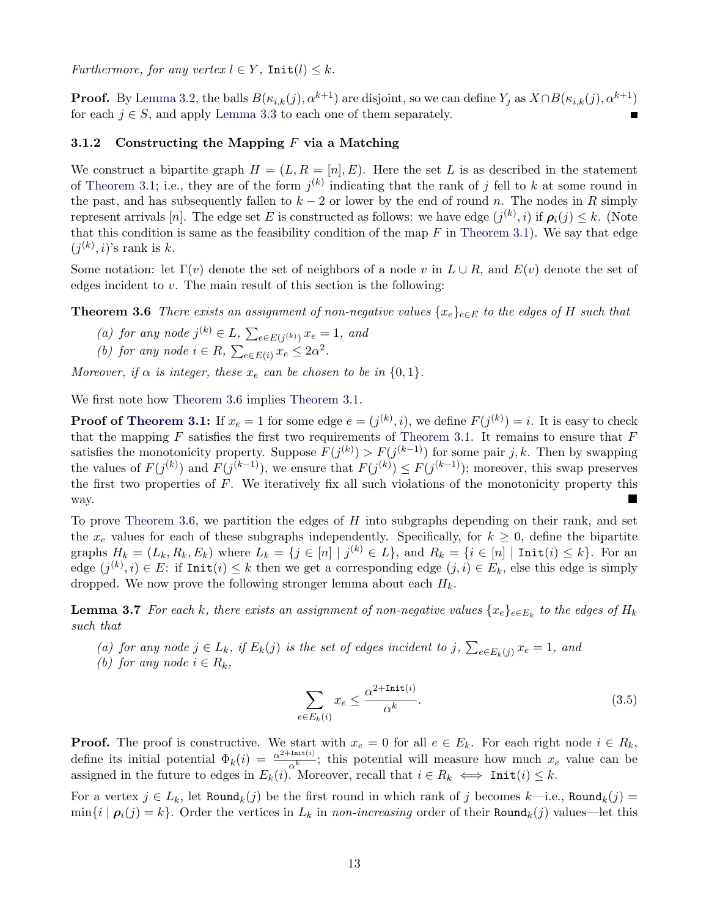*Furthermore, for any vertex $l \in Y$, $\texttt{Init}(l) \leq k$.*

**Proof.** By Lemma 3.2, the balls $B(\kappa_{i,k}(j), \alpha^{k+1})$ are disjoint, so we can define $Y_j$ as $X \cap B(\kappa_{i,k}(j), \alpha^{k+1})$ for each $j \in S$, and apply Lemma 3.3 to each one of them separately. ∎

### 3.1.2 Constructing the Mapping $F$ via a Matching

We construct a bipartite graph $H = (L, R = [n], E)$. Here the set $L$ is as described in the statement of Theorem 3.1; i.e., they are of the form $j^{(k)}$ indicating that the rank of $j$ fell to $k$ at some round in the past, and has subsequently fallen to $k-2$ or lower by the end of round $n$. The nodes in $R$ simply represent arrivals $[n]$. The edge set $E$ is constructed as follows: we have edge $(j^{(k)}, i)$ if $\boldsymbol{\rho}_i(j) \leq k$. (Note that this condition is same as the feasibility condition of the map $F$ in Theorem 3.1). We say that edge $(j^{(k)}, i)$'s rank is $k$.

Some notation: let $\Gamma(v)$ denote the set of neighbors of a node $v$ in $L \cup R$, and $E(v)$ denote the set of edges incident to $v$. The main result of this section is the following:

**Theorem 3.6** *There exists an assignment of non-negative values $\{x_e\}_{e \in E}$ to the edges of $H$ such that*

*(a) for any node $j^{(k)} \in L$, $\sum_{e \in E(j^{(k)})} x_e = 1$, and*
*(b) for any node $i \in R$, $\sum_{e \in E(i)} x_e \leq 2\alpha^2$.*

*Moreover, if $\alpha$ is integer, these $x_e$ can be chosen to be in $\{0, 1\}$.*

We first note how Theorem 3.6 implies Theorem 3.1.

**Proof of Theorem 3.1:** If $x_e = 1$ for some edge $e = (j^{(k)}, i)$, we define $F(j^{(k)}) = i$. It is easy to check that the mapping $F$ satisfies the first two requirements of Theorem 3.1. It remains to ensure that $F$ satisfies the monotonicity property. Suppose $F(j^{(k)}) > F(j^{(k-1)})$ for some pair $j, k$. Then by swapping the values of $F(j^{(k)})$ and $F(j^{(k-1)})$, we ensure that $F(j^{(k)}) \leq F(j^{(k-1)})$; moreover, this swap preserves the first two properties of $F$. We iteratively fix all such violations of the monotonicity property this way. ∎

To prove Theorem 3.6, we partition the edges of $H$ into subgraphs depending on their rank, and set the $x_e$ values for each of these subgraphs independently. Specifically, for $k \geq 0$, define the bipartite graphs $H_k = (L_k, R_k, E_k)$ where $L_k = \{j \in [n] \mid j^{(k)} \in L\}$, and $R_k = \{i \in [n] \mid \texttt{Init}(i) \leq k\}$. For an edge $(j^{(k)}, i) \in E$: if $\texttt{Init}(i) \leq k$ then we get a corresponding edge $(j, i) \in E_k$, else this edge is simply dropped. We now prove the following stronger lemma about each $H_k$.

**Lemma 3.7** *For each $k$, there exists an assignment of non-negative values $\{x_e\}_{e \in E_k}$ to the edges of $H_k$ such that*

*(a) for any node $j \in L_k$, if $E_k(j)$ is the set of edges incident to $j$, $\sum_{e \in E_k(j)} x_e = 1$, and*
*(b) for any node $i \in R_k$,*

$$\sum_{e \in E_k(i)} x_e \leq \frac{\alpha^{2+\texttt{Init}(i)}}{\alpha^k}. \tag{3.5}$$

**Proof.** The proof is constructive. We start with $x_e = 0$ for all $e \in E_k$. For each right node $i \in R_k$, define its initial potential $\Phi_k(i) = \frac{\alpha^{2+\texttt{Init}(i)}}{\alpha^k}$; this potential will measure how much $x_e$ value can be assigned in the future to edges in $E_k(i)$. Moreover, recall that $i \in R_k \iff \texttt{Init}(i) \leq k$.

For a vertex $j \in L_k$, let $\texttt{Round}_k(j)$ be the first round in which rank of $j$ becomes $k$—i.e., $\texttt{Round}_k(j) = \min\{i \mid \boldsymbol{\rho}_i(j) = k\}$. Order the vertices in $L_k$ in *non-increasing* order of their $\texttt{Round}_k(j)$ values—let this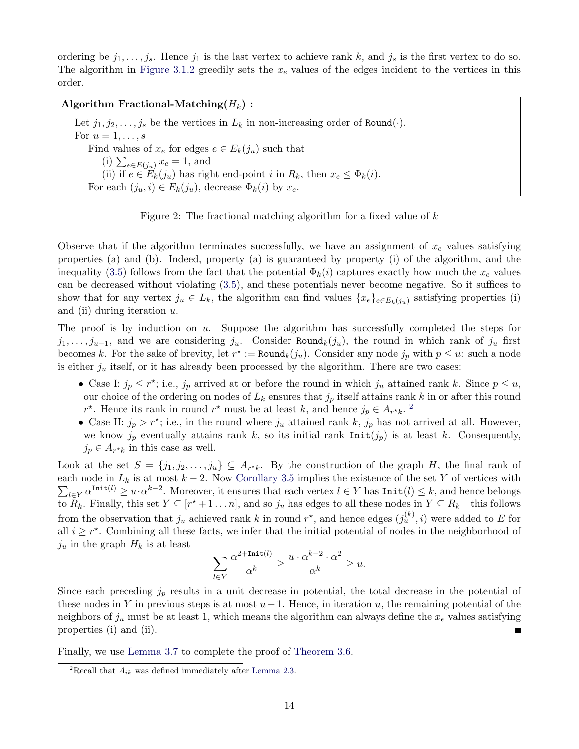ordering be $j_1, \ldots, j_s$. Hence $j_1$ is the last vertex to achieve rank $k$, and $j_s$ is the first vertex to do so. The algorithm in Figure 3.1.2 greedily sets the $x_e$ values of the edges incident to the vertices in this order.

**Algorithm Fractional-Matching($H_k$) :**

> Let $j_1, j_2, \ldots, j_s$ be the vertices in $L_k$ in non-increasing order of $\texttt{Round}(\cdot)$.
> For $u = 1, \ldots, s$
> &nbsp;&nbsp;&nbsp;&nbsp;Find values of $x_e$ for edges $e \in E_k(j_u)$ such that
> &nbsp;&nbsp;&nbsp;&nbsp;&nbsp;&nbsp;&nbsp;&nbsp;(i) $\sum_{e \in E(j_u)} x_e = 1$, and
> &nbsp;&nbsp;&nbsp;&nbsp;&nbsp;&nbsp;&nbsp;&nbsp;(ii) if $e \in E_k(j_u)$ has right end-point $i$ in $R_k$, then $x_e \leq \Phi_k(i)$.
> &nbsp;&nbsp;&nbsp;&nbsp;For each $(j_u, i) \in E_k(j_u)$, decrease $\Phi_k(i)$ by $x_e$.

Figure 2: The fractional matching algorithm for a fixed value of $k$

Observe that if the algorithm terminates successfully, we have an assignment of $x_e$ values satisfying properties (a) and (b). Indeed, property (a) is guaranteed by property (i) of the algorithm, and the inequality (3.5) follows from the fact that the potential $\Phi_k(i)$ captures exactly how much the $x_e$ values can be decreased without violating (3.5), and these potentials never become negative. So it suffices to show that for any vertex $j_u \in L_k$, the algorithm can find values $\{x_e\}_{e \in E_k(j_u)}$ satisfying properties (i) and (ii) during iteration $u$.

The proof is by induction on $u$. Suppose the algorithm has successfully completed the steps for $j_1, \ldots, j_{u-1}$, and we are considering $j_u$. Consider $\texttt{Round}_k(j_u)$, the round in which rank of $j_u$ first becomes $k$. For the sake of brevity, let $r^\star := \texttt{Round}_k(j_u)$. Consider any node $j_p$ with $p \leq u$: such a node is either $j_u$ itself, or it has already been processed by the algorithm. There are two cases:

- Case I: $j_p \leq r^\star$; i.e., $j_p$ arrived at or before the round in which $j_u$ attained rank $k$. Since $p \leq u$, our choice of the ordering on nodes of $L_k$ ensures that $j_p$ itself attains rank $k$ in or after this round $r^\star$. Hence its rank in round $r^\star$ must be at least $k$, and hence $j_p \in A_{r^\star k}$. [2]
- Case II: $j_p > r^\star$; i.e., in the round where $j_u$ attained rank $k$, $j_p$ has not arrived at all. However, we know $j_p$ eventually attains rank $k$, so its initial rank $\texttt{Init}(j_p)$ is at least $k$. Consequently, $j_p \in A_{r^\star k}$ in this case as well.

Look at the set $S = \{j_1, j_2, \ldots, j_u\} \subseteq A_{r^\star k}$. By the construction of the graph $H$, the final rank of each node in $L_k$ is at most $k-2$. Now Corollary 3.5 implies the existence of the set $Y$ of vertices with $\sum_{l \in Y} \alpha^{\texttt{Init}(l)} \geq u \cdot \alpha^{k-2}$. Moreover, it ensures that each vertex $l \in Y$ has $\texttt{Init}(l) \leq k$, and hence belongs to $R_k$. Finally, this set $Y \subseteq [r^\star + 1 \ldots n]$, and so $j_u$ has edges to all these nodes in $Y \subseteq R_k$—this follows from the observation that $j_u$ achieved rank $k$ in round $r^\star$, and hence edges $(j_u^{(k)}, i)$ were added to $E$ for all $i \geq r^\star$. Combining all these facts, we infer that the initial potential of nodes in the neighborhood of $j_u$ in the graph $H_k$ is at least

$$\sum_{l \in Y} \frac{\alpha^{2 + \texttt{Init}(l)}}{\alpha^k} \geq \frac{u \cdot \alpha^{k-2} \cdot \alpha^2}{\alpha^k} \geq u.$$

Since each preceding $j_p$ results in a unit decrease in potential, the total decrease in the potential of these nodes in $Y$ in previous steps is at most $u-1$. Hence, in iteration $u$, the remaining potential of the neighbors of $j_u$ must be at least 1, which means the algorithm can always define the $x_e$ values satisfying properties (i) and (ii). ∎

Finally, we use Lemma 3.7 to complete the proof of Theorem 3.6.

[2] Recall that $A_{ik}$ was defined immediately after Lemma 2.3.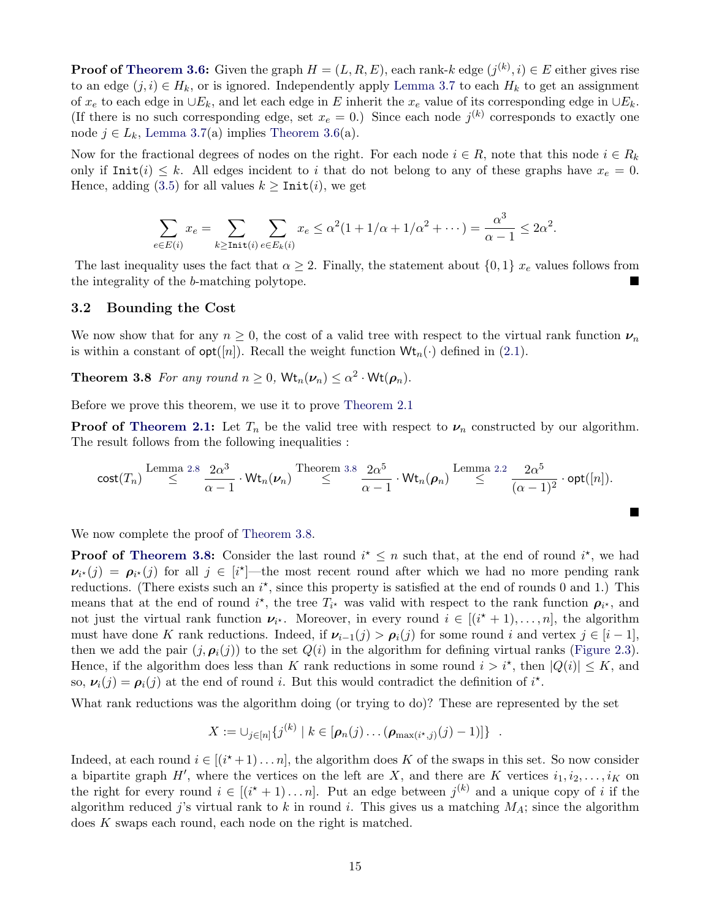**Proof of Theorem 3.6:** Given the graph $H = (L, R, E)$, each rank-$k$ edge $(j^{(k)}, i) \in E$ either gives rise to an edge $(j, i) \in H_k$, or is ignored. Independently apply Lemma 3.7 to each $H_k$ to get an assignment of $x_e$ to each edge in $\cup E_k$, and let each edge in $E$ inherit the $x_e$ value of its corresponding edge in $\cup E_k$. (If there is no such corresponding edge, set $x_e = 0$.) Since each node $j^{(k)}$ corresponds to exactly one node $j \in L_k$, Lemma 3.7(a) implies Theorem 3.6(a).

Now for the fractional degrees of nodes on the right. For each node $i \in R$, note that this node $i \in R_k$ only if $\texttt{Init}(i) \le k$. All edges incident to $i$ that do not belong to any of these graphs have $x_e = 0$. Hence, adding (3.5) for all values $k \ge \texttt{Init}(i)$, we get

$$\sum_{e \in E(i)} x_e = \sum_{k \ge \texttt{Init}(i)} \sum_{e \in E_k(i)} x_e \le \alpha^2 (1 + 1/\alpha + 1/\alpha^2 + \cdots) = \frac{\alpha^3}{\alpha - 1} \le 2\alpha^2.$$

The last inequality uses the fact that $\alpha \ge 2$. Finally, the statement about $\{0, 1\}$ $x_e$ values follows from the integrality of the $b$-matching polytope. ■

### 3.2 Bounding the Cost

We now show that for any $n \ge 0$, the cost of a valid tree with respect to the virtual rank function $\boldsymbol{\nu}_n$ is within a constant of $\mathsf{opt}([n])$. Recall the weight function $\mathsf{Wt}_n(\cdot)$ defined in (2.1).

**Theorem 3.8** *For any round $n \ge 0$, $\mathsf{Wt}_n(\boldsymbol{\nu}_n) \le \alpha^2 \cdot \mathsf{Wt}(\boldsymbol{\rho}_n)$.*

Before we prove this theorem, we use it to prove Theorem 2.1

**Proof of Theorem 2.1:** Let $T_n$ be the valid tree with respect to $\boldsymbol{\nu}_n$ constructed by our algorithm. The result follows from the following inequalities :

$$\mathsf{cost}(T_n) \overset{\text{Lemma 2.8}}{\le} \frac{2\alpha^3}{\alpha - 1} \cdot \mathsf{Wt}_n(\boldsymbol{\nu}_n) \overset{\text{Theorem 3.8}}{\le} \frac{2\alpha^5}{\alpha - 1} \cdot \mathsf{Wt}_n(\boldsymbol{\rho}_n) \overset{\text{Lemma 2.2}}{\le} \frac{2\alpha^5}{(\alpha - 1)^2} \cdot \mathsf{opt}([n]).$$

■

We now complete the proof of Theorem 3.8.

**Proof of Theorem 3.8:** Consider the last round $i^\star \le n$ such that, at the end of round $i^\star$, we had $\boldsymbol{\nu}_{i^\star}(j) = \boldsymbol{\rho}_{i^\star}(j)$ for all $j \in [i^\star]$—the most recent round after which we had no more pending rank reductions. (There exists such an $i^\star$, since this property is satisfied at the end of rounds 0 and 1.) This means that at the end of round $i^\star$, the tree $T_{i^\star}$ was valid with respect to the rank function $\boldsymbol{\rho}_{i^\star}$, and not just the virtual rank function $\boldsymbol{\nu}_{i^\star}$. Moreover, in every round $i \in [(i^\star + 1), \ldots, n]$, the algorithm must have done $K$ rank reductions. Indeed, if $\boldsymbol{\nu}_{i-1}(j) > \boldsymbol{\rho}_i(j)$ for some round $i$ and vertex $j \in [i - 1]$, then we add the pair $(j, \boldsymbol{\rho}_i(j))$ to the set $Q(i)$ in the algorithm for defining virtual ranks (Figure 2.3). Hence, if the algorithm does less than $K$ rank reductions in some round $i > i^\star$, then $|Q(i)| \le K$, and so, $\boldsymbol{\nu}_i(j) = \boldsymbol{\rho}_i(j)$ at the end of round $i$. But this would contradict the definition of $i^\star$.

What rank reductions was the algorithm doing (or trying to do)? These are represented by the set

$$X := \cup_{j \in [n]} \{ j^{(k)} \mid k \in [\boldsymbol{\rho}_n(j) \ldots (\boldsymbol{\rho}_{\max(i^\star, j)}(j) - 1)] \} \ .$$

Indeed, at each round $i \in [(i^\star + 1) \ldots n]$, the algorithm does $K$ of the swaps in this set. So now consider a bipartite graph $H'$, where the vertices on the left are $X$, and there are $K$ vertices $i_1, i_2, \ldots, i_K$ on the right for every round $i \in [(i^\star + 1) \ldots n]$. Put an edge between $j^{(k)}$ and a unique copy of $i$ if the algorithm reduced $j$'s virtual rank to $k$ in round $i$. This gives us a matching $M_A$; since the algorithm does $K$ swaps each round, each node on the right is matched.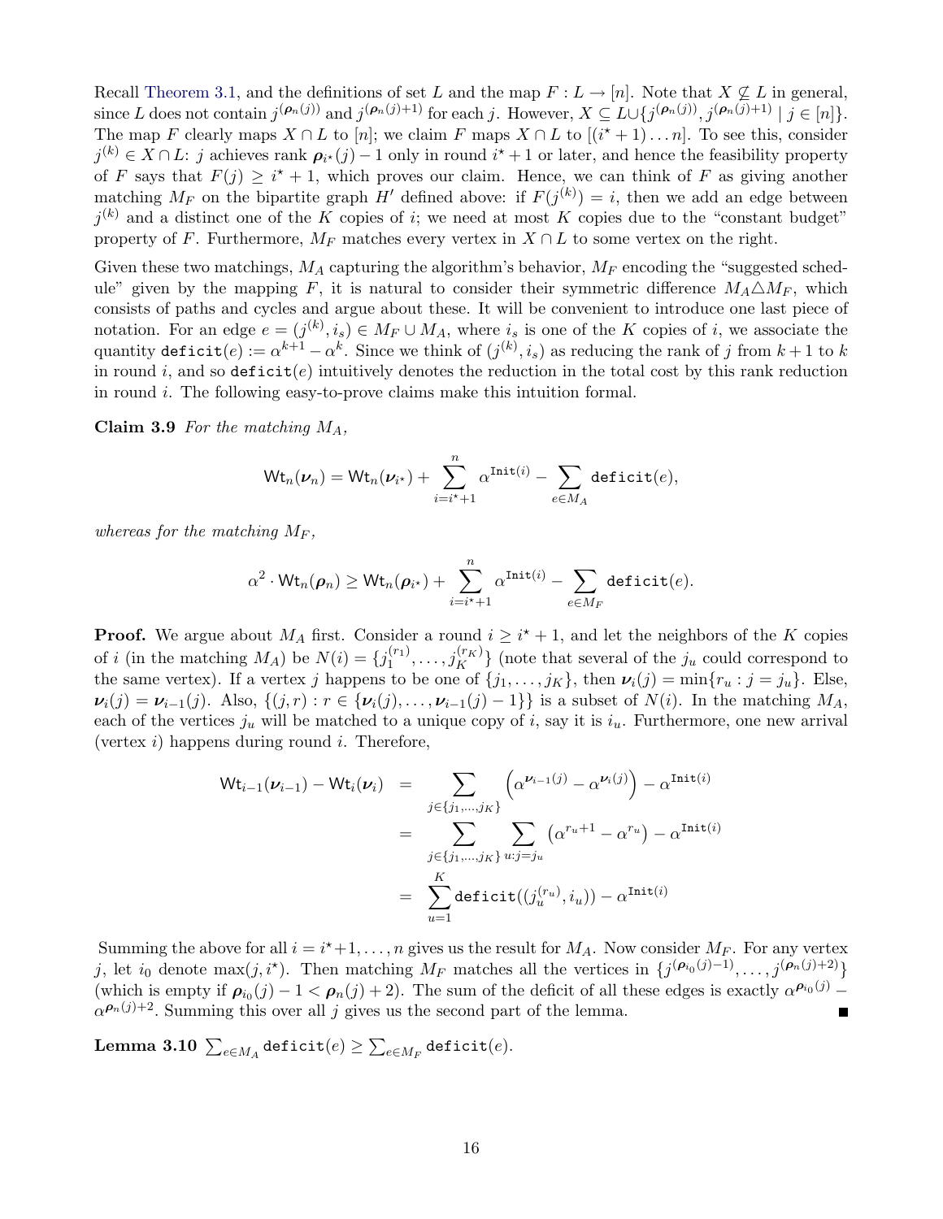Recall Theorem 3.1, and the definitions of set $L$ and the map $F : L \to [n]$. Note that $X \not\subseteq L$ in general, since $L$ does not contain $j^{(\boldsymbol{\rho}_n(j))}$ and $j^{(\boldsymbol{\rho}_n(j)+1)}$ for each $j$. However, $X \subseteq L \cup \{j^{(\boldsymbol{\rho}_n(j))}, j^{(\boldsymbol{\rho}_n(j)+1)} \mid j \in [n]\}$. The map $F$ clearly maps $X \cap L$ to $[n]$; we claim $F$ maps $X \cap L$ to $[(i^\star+1)\dots n]$. To see this, consider $j^{(k)} \in X \cap L$: $j$ achieves rank $\boldsymbol{\rho}_{i^\star}(j) - 1$ only in round $i^\star + 1$ or later, and hence the feasibility property of $F$ says that $F(j) \geq i^\star + 1$, which proves our claim. Hence, we can think of $F$ as giving another matching $M_F$ on the bipartite graph $H'$ defined above: if $F(j^{(k)}) = i$, then we add an edge between $j^{(k)}$ and a distinct one of the $K$ copies of $i$; we need at most $K$ copies due to the "constant budget" property of $F$. Furthermore, $M_F$ matches every vertex in $X \cap L$ to some vertex on the right.

Given these two matchings, $M_A$ capturing the algorithm's behavior, $M_F$ encoding the "suggested schedule" given by the mapping $F$, it is natural to consider their symmetric difference $M_A \triangle M_F$, which consists of paths and cycles and argue about these. It will be convenient to introduce one last piece of notation. For an edge $e = (j^{(k)}, i_s) \in M_F \cup M_A$, where $i_s$ is one of the $K$ copies of $i$, we associate the quantity $\texttt{deficit}(e) := \alpha^{k+1} - \alpha^k$. Since we think of $(j^{(k)}, i_s)$ as reducing the rank of $j$ from $k+1$ to $k$ in round $i$, and so $\texttt{deficit}(e)$ intuitively denotes the reduction in the total cost by this rank reduction in round $i$. The following easy-to-prove claims make this intuition formal.

**Claim 3.9** *For the matching $M_A$,*

$$\mathsf{Wt}_n(\boldsymbol{\nu}_n) = \mathsf{Wt}_n(\boldsymbol{\nu}_{i^\star}) + \sum_{i=i^\star+1}^{n} \alpha^{\texttt{Init}(i)} - \sum_{e \in M_A} \texttt{deficit}(e),$$

*whereas for the matching $M_F$,*

$$\alpha^2 \cdot \mathsf{Wt}_n(\boldsymbol{\rho}_n) \geq \mathsf{Wt}_n(\boldsymbol{\rho}_{i^\star}) + \sum_{i=i^\star+1}^{n} \alpha^{\texttt{Init}(i)} - \sum_{e \in M_F} \texttt{deficit}(e).$$

**Proof.** We argue about $M_A$ first. Consider a round $i \geq i^\star + 1$, and let the neighbors of the $K$ copies of $i$ (in the matching $M_A$) be $N(i) = \{j_1^{(r_1)}, \dots, j_K^{(r_K)}\}$ (note that several of the $j_u$ could correspond to the same vertex). If a vertex $j$ happens to be one of $\{j_1, \dots, j_K\}$, then $\boldsymbol{\nu}_i(j) = \min\{r_u : j = j_u\}$. Else, $\boldsymbol{\nu}_i(j) = \boldsymbol{\nu}_{i-1}(j)$. Also, $\{(j, r) : r \in \{\boldsymbol{\nu}_i(j), \dots, \boldsymbol{\nu}_{i-1}(j) - 1\}\}$ is a subset of $N(i)$. In the matching $M_A$, each of the vertices $j_u$ will be matched to a unique copy of $i$, say it is $i_u$. Furthermore, one new arrival (vertex $i$) happens during round $i$. Therefore,

$$\begin{aligned}
\mathsf{Wt}_{i-1}(\boldsymbol{\nu}_{i-1}) - \mathsf{Wt}_i(\boldsymbol{\nu}_i) &= \sum_{j \in \{j_1, \dots, j_K\}} \left(\alpha^{\boldsymbol{\nu}_{i-1}(j)} - \alpha^{\boldsymbol{\nu}_i(j)}\right) - \alpha^{\texttt{Init}(i)} \\
&= \sum_{j \in \{j_1, \dots, j_K\}} \sum_{u : j = j_u} \left(\alpha^{r_u+1} - \alpha^{r_u}\right) - \alpha^{\texttt{Init}(i)} \\
&= \sum_{u=1}^{K} \texttt{deficit}((j_u^{(r_u)}, i_u)) - \alpha^{\texttt{Init}(i)}
\end{aligned}$$

Summing the above for all $i = i^\star+1, \dots, n$ gives us the result for $M_A$. Now consider $M_F$. For any vertex $j$, let $i_0$ denote $\max(j, i^\star)$. Then matching $M_F$ matches all the vertices in $\{j^{(\boldsymbol{\rho}_{i_0}(j)-1)}, \dots, j^{(\boldsymbol{\rho}_n(j)+2)}\}$ (which is empty if $\boldsymbol{\rho}_{i_0}(j) - 1 < \boldsymbol{\rho}_n(j) + 2$). The sum of the deficit of all these edges is exactly $\alpha^{\boldsymbol{\rho}_{i_0}(j)} - \alpha^{\boldsymbol{\rho}_n(j)+2}$. Summing this over all $j$ gives us the second part of the lemma. ∎

**Lemma 3.10** $\sum_{e \in M_A} \texttt{deficit}(e) \geq \sum_{e \in M_F} \texttt{deficit}(e)$.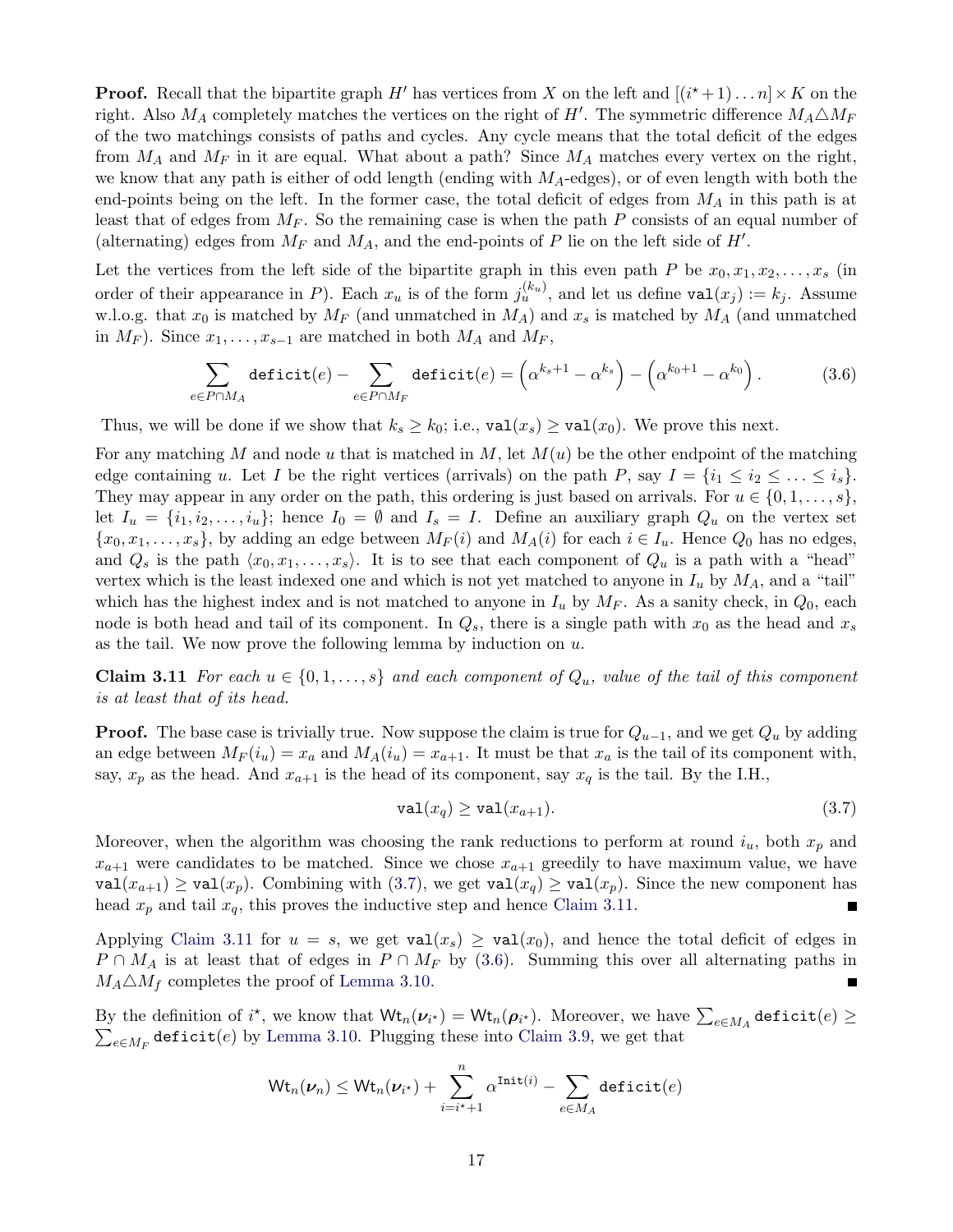**Proof.** Recall that the bipartite graph $H'$ has vertices from $X$ on the left and $[(i^\star+1)\dots n]\times K$ on the right. Also $M_A$ completely matches the vertices on the right of $H'$. The symmetric difference $M_A \triangle M_F$ of the two matchings consists of paths and cycles. Any cycle means that the total deficit of the edges from $M_A$ and $M_F$ in it are equal. What about a path? Since $M_A$ matches every vertex on the right, we know that any path is either of odd length (ending with $M_A$-edges), or of even length with both the end-points being on the left. In the former case, the total deficit of edges from $M_A$ in this path is at least that of edges from $M_F$. So the remaining case is when the path $P$ consists of an equal number of (alternating) edges from $M_F$ and $M_A$, and the end-points of $P$ lie on the left side of $H'$.

Let the vertices from the left side of the bipartite graph in this even path $P$ be $x_0, x_1, x_2, \dots, x_s$ (in order of their appearance in $P$). Each $x_u$ is of the form $j_u^{(k_u)}$, and let us define $\mathtt{val}(x_j) := k_j$. Assume w.l.o.g. that $x_0$ is matched by $M_F$ (and unmatched in $M_A$) and $x_s$ is matched by $M_A$ (and unmatched in $M_F$). Since $x_1, \dots, x_{s-1}$ are matched in both $M_A$ and $M_F$,

$$\sum_{e\in P\cap M_A} \mathtt{deficit}(e) - \sum_{e\in P\cap M_F} \mathtt{deficit}(e) = \left(\alpha^{k_s+1} - \alpha^{k_s}\right) - \left(\alpha^{k_0+1} - \alpha^{k_0}\right). \tag{3.6}$$

Thus, we will be done if we show that $k_s \geq k_0$; i.e., $\mathtt{val}(x_s) \geq \mathtt{val}(x_0)$. We prove this next.

For any matching $M$ and node $u$ that is matched in $M$, let $M(u)$ be the other endpoint of the matching edge containing $u$. Let $I$ be the right vertices (arrivals) on the path $P$, say $I = \{i_1 \leq i_2 \leq \dots \leq i_s\}$. They may appear in any order on the path, this ordering is just based on arrivals. For $u \in \{0, 1, \dots, s\}$, let $I_u = \{i_1, i_2, \dots, i_u\}$; hence $I_0 = \emptyset$ and $I_s = I$. Define an auxiliary graph $Q_u$ on the vertex set $\{x_0, x_1, \dots, x_s\}$, by adding an edge between $M_F(i)$ and $M_A(i)$ for each $i \in I_u$. Hence $Q_0$ has no edges, and $Q_s$ is the path $\langle x_0, x_1, \dots, x_s\rangle$. It is to see that each component of $Q_u$ is a path with a "head" vertex which is the least indexed one and which is not yet matched to anyone in $I_u$ by $M_A$, and a "tail" which has the highest index and is not matched to anyone in $I_u$ by $M_F$. As a sanity check, in $Q_0$, each node is both head and tail of its component. In $Q_s$, there is a single path with $x_0$ as the head and $x_s$ as the tail. We now prove the following lemma by induction on $u$.

**Claim 3.11** *For each $u \in \{0, 1, \dots, s\}$ and each component of $Q_u$, value of the tail of this component is at least that of its head.*

**Proof.** The base case is trivially true. Now suppose the claim is true for $Q_{u-1}$, and we get $Q_u$ by adding an edge between $M_F(i_u) = x_a$ and $M_A(i_u) = x_{a+1}$. It must be that $x_a$ is the tail of its component with, say, $x_p$ as the head. And $x_{a+1}$ is the head of its component, say $x_q$ is the tail. By the I.H.,

$$\mathtt{val}(x_q) \geq \mathtt{val}(x_{a+1}). \tag{3.7}$$

Moreover, when the algorithm was choosing the rank reductions to perform at round $i_u$, both $x_p$ and $x_{a+1}$ were candidates to be matched. Since we chose $x_{a+1}$ greedily to have maximum value, we have $\mathtt{val}(x_{a+1}) \geq \mathtt{val}(x_p)$. Combining with (3.7), we get $\mathtt{val}(x_q) \geq \mathtt{val}(x_p)$. Since the new component has head $x_p$ and tail $x_q$, this proves the inductive step and hence Claim 3.11. ∎

Applying Claim 3.11 for $u = s$, we get $\mathtt{val}(x_s) \geq \mathtt{val}(x_0)$, and hence the total deficit of edges in $P \cap M_A$ is at least that of edges in $P \cap M_F$ by (3.6). Summing this over all alternating paths in $M_A \triangle M_f$ completes the proof of Lemma 3.10. ∎

By the definition of $i^\star$, we know that $\mathsf{Wt}_n(\boldsymbol{\nu}_{i^\star}) = \mathsf{Wt}_n(\boldsymbol{\rho}_{i^\star})$. Moreover, we have $\sum_{e\in M_A} \mathtt{deficit}(e) \geq \sum_{e\in M_F} \mathtt{deficit}(e)$ by Lemma 3.10. Plugging these into Claim 3.9, we get that

$$\mathsf{Wt}_n(\boldsymbol{\nu}_n) \leq \mathsf{Wt}_n(\boldsymbol{\nu}_{i^\star}) + \sum_{i=i^\star+1}^{n} \alpha^{\mathtt{Init}(i)} - \sum_{e\in M_A} \mathtt{deficit}(e)$$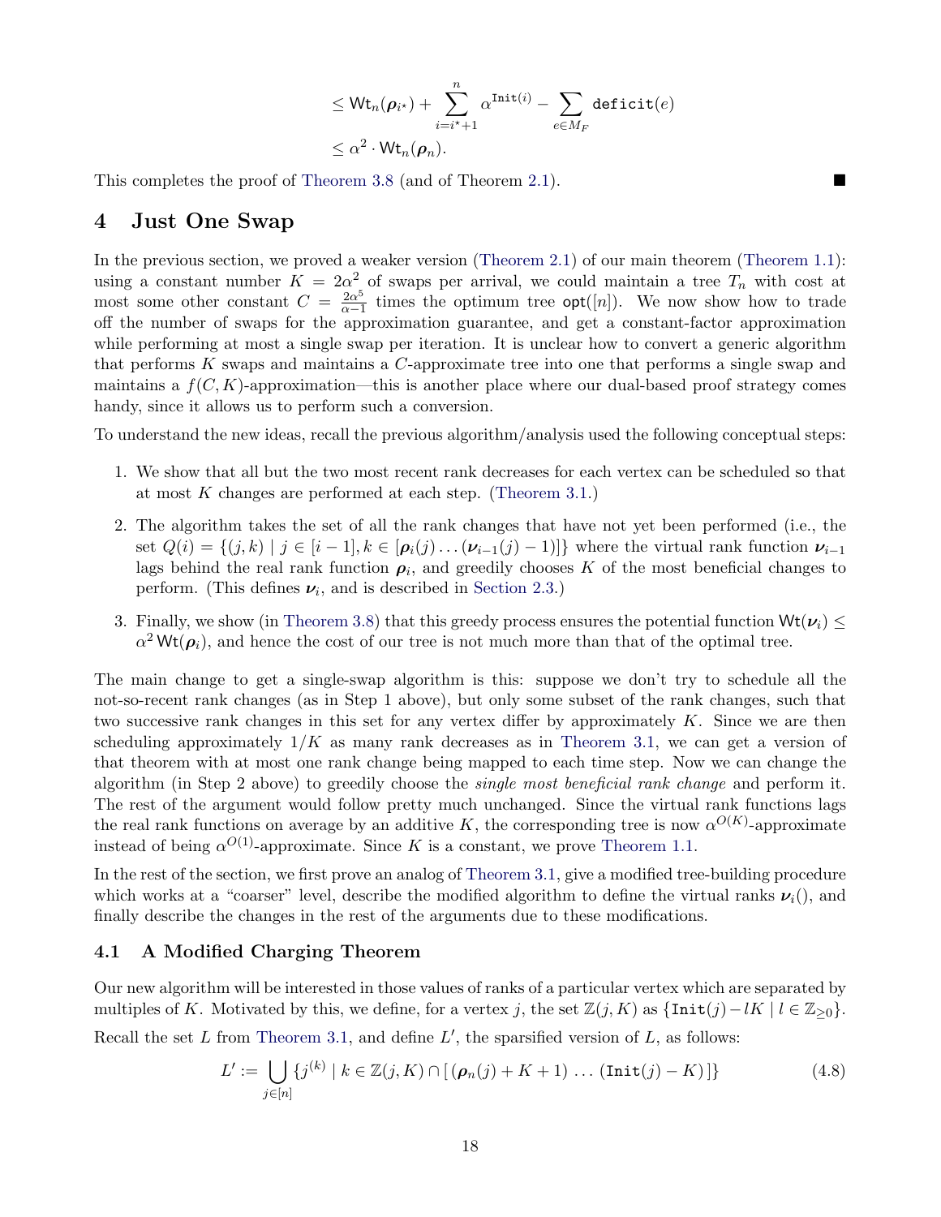$$
\leq \mathsf{Wt}_n(\boldsymbol{\rho}_{i^\star}) + \sum_{i=i^\star+1}^{n} \alpha^{\mathtt{Init}(i)} - \sum_{e \in M_F} \mathtt{deficit}(e)
$$

$$
\leq \alpha^2 \cdot \mathsf{Wt}_n(\boldsymbol{\rho}_n).
$$

This completes the proof of Theorem 3.8 (and of Theorem 2.1). ■

# 4 Just One Swap

In the previous section, we proved a weaker version (Theorem 2.1) of our main theorem (Theorem 1.1): using a constant number $K = 2\alpha^2$ of swaps per arrival, we could maintain a tree $T_n$ with cost at most some other constant $C = \frac{2\alpha^5}{\alpha-1}$ times the optimum tree $\mathsf{opt}([n])$. We now show how to trade off the number of swaps for the approximation guarantee, and get a constant-factor approximation while performing at most a single swap per iteration. It is unclear how to convert a generic algorithm that performs $K$ swaps and maintains a $C$-approximate tree into one that performs a single swap and maintains a $f(C, K)$-approximation—this is another place where our dual-based proof strategy comes handy, since it allows us to perform such a conversion.

To understand the new ideas, recall the previous algorithm/analysis used the following conceptual steps:

1. We show that all but the two most recent rank decreases for each vertex can be scheduled so that at most $K$ changes are performed at each step. (Theorem 3.1.)
2. The algorithm takes the set of all the rank changes that have not yet been performed (i.e., the set $Q(i) = \{(j,k) \mid j \in [i-1], k \in [\boldsymbol{\rho}_i(j) \ldots (\boldsymbol{\nu}_{i-1}(j) - 1)]\}$ where the virtual rank function $\boldsymbol{\nu}_{i-1}$ lags behind the real rank function $\boldsymbol{\rho}_i$, and greedily chooses $K$ of the most beneficial changes to perform. (This defines $\boldsymbol{\nu}_i$, and is described in Section 2.3.)
3. Finally, we show (in Theorem 3.8) that this greedy process ensures the potential function $\mathsf{Wt}(\boldsymbol{\nu}_i) \leq \alpha^2 \,\mathsf{Wt}(\boldsymbol{\rho}_i)$, and hence the cost of our tree is not much more than that of the optimal tree.

The main change to get a single-swap algorithm is this: suppose we don't try to schedule all the not-so-recent rank changes (as in Step 1 above), but only some subset of the rank changes, such that two successive rank changes in this set for any vertex differ by approximately $K$. Since we are then scheduling approximately $1/K$ as many rank decreases as in Theorem 3.1, we can get a version of that theorem with at most one rank change being mapped to each time step. Now we can change the algorithm (in Step 2 above) to greedily choose the *single most beneficial rank change* and perform it. The rest of the argument would follow pretty much unchanged. Since the virtual rank functions lags the real rank functions on average by an additive $K$, the corresponding tree is now $\alpha^{O(K)}$-approximate instead of being $\alpha^{O(1)}$-approximate. Since $K$ is a constant, we prove Theorem 1.1.

In the rest of the section, we first prove an analog of Theorem 3.1, give a modified tree-building procedure which works at a "coarser" level, describe the modified algorithm to define the virtual ranks $\boldsymbol{\nu}_i()$, and finally describe the changes in the rest of the arguments due to these modifications.

## 4.1 A Modified Charging Theorem

Our new algorithm will be interested in those values of ranks of a particular vertex which are separated by multiples of $K$. Motivated by this, we define, for a vertex $j$, the set $\mathbb{Z}(j,K)$ as $\{\mathtt{Init}(j) - lK \mid l \in \mathbb{Z}_{\geq 0}\}$.

Recall the set $L$ from Theorem 3.1, and define $L'$, the sparsified version of $L$, as follows:

$$
L' := \bigcup_{j \in [n]} \{ j^{(k)} \mid k \in \mathbb{Z}(j,K) \cap [\,(\boldsymbol{\rho}_n(j) + K + 1) \ldots (\mathtt{Init}(j) - K)\,] \} \tag{4.8}
$$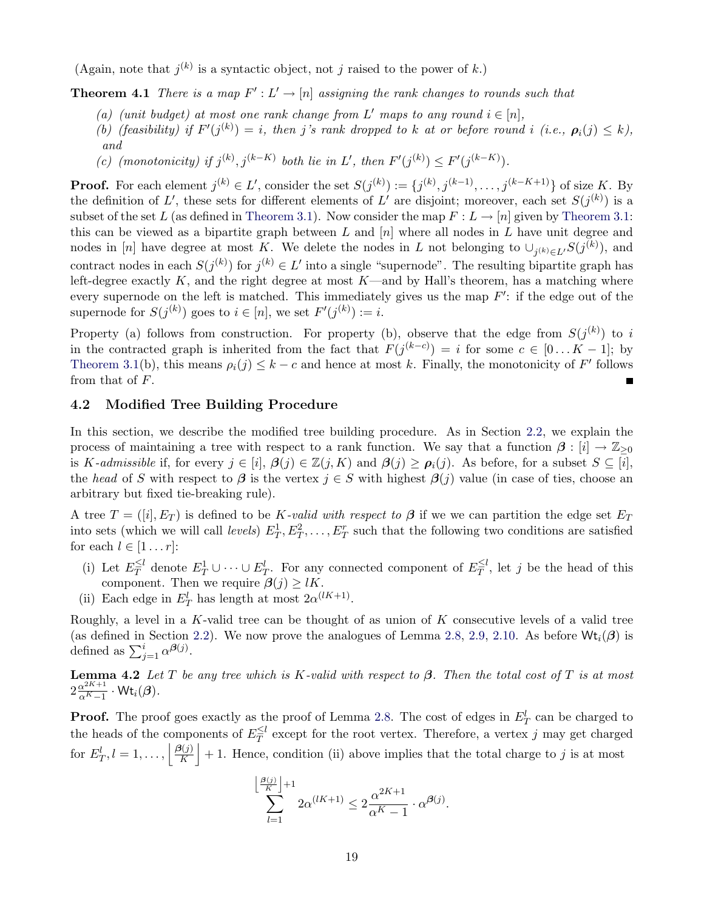(Again, note that $j^{(k)}$ is a syntactic object, not $j$ raised to the power of $k$.)

**Theorem 4.1** *There is a map $F' : L' \to [n]$ assigning the rank changes to rounds such that*

- *(a) (unit budget) at most one rank change from $L'$ maps to any round $i \in [n]$,*
- *(b) (feasibility) if $F'(j^{(k)}) = i$, then $j$'s rank dropped to $k$ at or before round $i$ (i.e., $\boldsymbol{\rho}_i(j) \leq k$), and*
- *(c) (monotonicity) if $j^{(k)}, j^{(k-K)}$ both lie in $L'$, then $F'(j^{(k)}) \leq F'(j^{(k-K)})$.*

**Proof.** For each element $j^{(k)} \in L'$, consider the set $S(j^{(k)}) := \{j^{(k)}, j^{(k-1)}, \ldots, j^{(k-K+1)}\}$ of size $K$. By the definition of $L'$, these sets for different elements of $L'$ are disjoint; moreover, each set $S(j^{(k)})$ is a subset of the set $L$ (as defined in Theorem 3.1). Now consider the map $F : L \to [n]$ given by Theorem 3.1: this can be viewed as a bipartite graph between $L$ and $[n]$ where all nodes in $L$ have unit degree and nodes in $[n]$ have degree at most $K$. We delete the nodes in $L$ not belonging to $\cup_{j^{(k)} \in L'} S(j^{(k)})$, and contract nodes in each $S(j^{(k)})$ for $j^{(k)} \in L'$ into a single "supernode". The resulting bipartite graph has left-degree exactly $K$, and the right degree at most $K$—and by Hall's theorem, has a matching where every supernode on the left is matched. This immediately gives us the map $F'$: if the edge out of the supernode for $S(j^{(k)})$ goes to $i \in [n]$, we set $F'(j^{(k)}) := i$.

Property (a) follows from construction. For property (b), observe that the edge from $S(j^{(k)})$ to $i$ in the contracted graph is inherited from the fact that $F(j^{(k-c)}) = i$ for some $c \in [0 \ldots K-1]$; by Theorem 3.1(b), this means $\rho_i(j) \leq k - c$ and hence at most $k$. Finally, the monotonicity of $F'$ follows from that of $F$. ∎

## 4.2 Modified Tree Building Procedure

In this section, we describe the modified tree building procedure. As in Section 2.2, we explain the process of maintaining a tree with respect to a rank function. We say that a function $\boldsymbol{\beta} : [i] \to \mathbb{Z}_{\geq 0}$ is *$K$-admissible* if, for every $j \in [i]$, $\boldsymbol{\beta}(j) \in \mathbb{Z}(j, K)$ and $\boldsymbol{\beta}(j) \geq \boldsymbol{\rho}_i(j)$. As before, for a subset $S \subseteq [i]$, the *head* of $S$ with respect to $\boldsymbol{\beta}$ is the vertex $j \in S$ with highest $\boldsymbol{\beta}(j)$ value (in case of ties, choose an arbitrary but fixed tie-breaking rule).

A tree $T = ([i], E_T)$ is defined to be *$K$-valid with respect to $\boldsymbol{\beta}$* if we we can partition the edge set $E_T$ into sets (which we will call *levels*) $E_T^1, E_T^2, \ldots, E_T^r$ such that the following two conditions are satisfied for each $l \in [1 \ldots r]$:

- (i) Let $E_T^{\leq l}$ denote $E_T^1 \cup \cdots \cup E_T^l$. For any connected component of $E_T^{\leq l}$, let $j$ be the head of this component. Then we require $\boldsymbol{\beta}(j) \geq lK$.
- (ii) Each edge in $E_T^l$ has length at most $2\alpha^{(lK+1)}$.

Roughly, a level in a $K$-valid tree can be thought of as union of $K$ consecutive levels of a valid tree (as defined in Section 2.2). We now prove the analogues of Lemma 2.8, 2.9, 2.10. As before $\mathsf{Wt}_i(\boldsymbol{\beta})$ is defined as $\sum_{j=1}^{i} \alpha^{\boldsymbol{\beta}(j)}$.

**Lemma 4.2** *Let $T$ be any tree which is $K$-valid with respect to $\boldsymbol{\beta}$. Then the total cost of $T$ is at most $2\frac{\alpha^{2K+1}}{\alpha^K - 1} \cdot \mathsf{Wt}_i(\boldsymbol{\beta})$.*

**Proof.** The proof goes exactly as the proof of Lemma 2.8. The cost of edges in $E_T^l$ can be charged to the heads of the components of $E_T^{\leq l}$ except for the root vertex. Therefore, a vertex $j$ may get charged for $E_T^l, l = 1, \ldots, \left\lfloor \frac{\boldsymbol{\beta}(j)}{K} \right\rfloor + 1$. Hence, condition (ii) above implies that the total charge to $j$ is at most

$$\sum_{l=1}^{\left\lfloor \frac{\boldsymbol{\beta}(j)}{K} \right\rfloor + 1} 2\alpha^{(lK+1)} \leq 2\frac{\alpha^{2K+1}}{\alpha^K - 1} \cdot \alpha^{\boldsymbol{\beta}(j)}.$$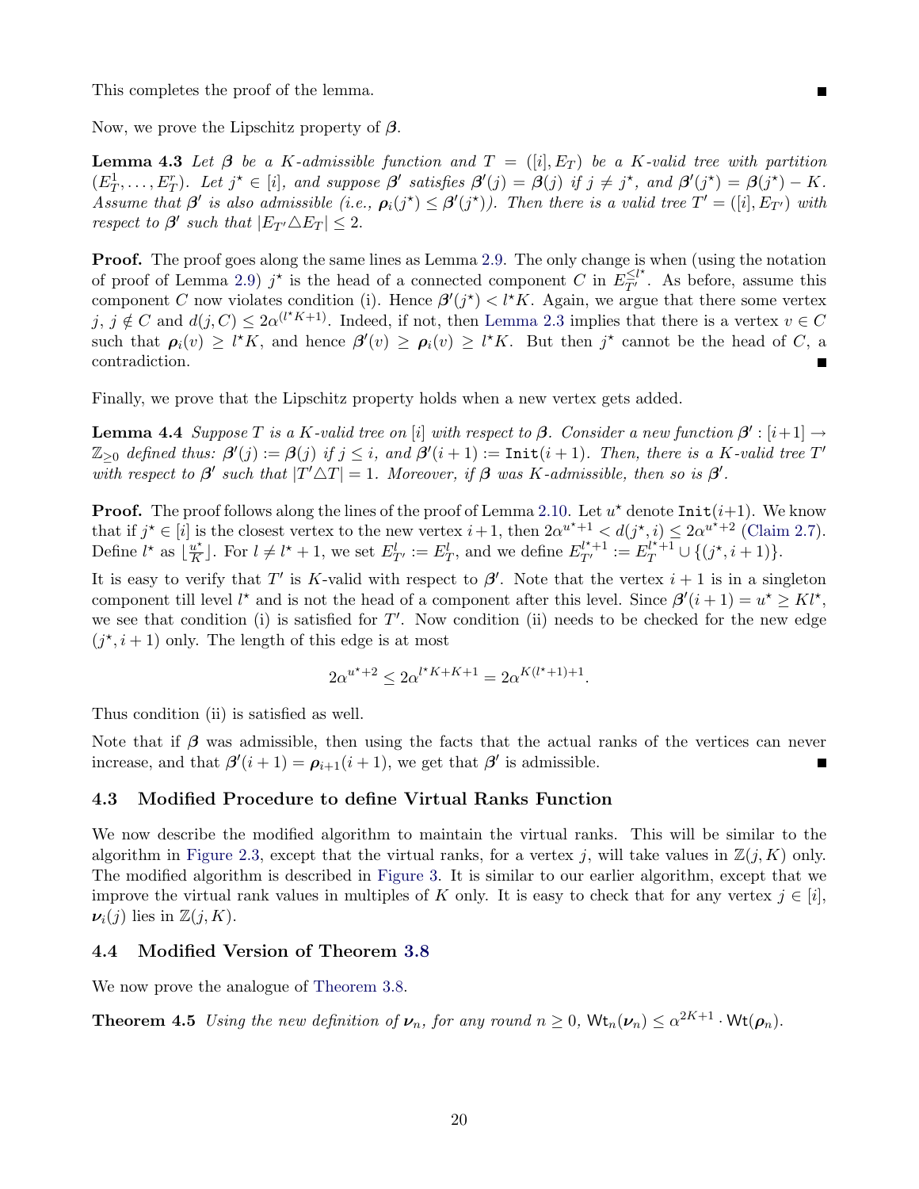This completes the proof of the lemma. ■

Now, we prove the Lipschitz property of $\boldsymbol{\beta}$.

**Lemma 4.3** *Let $\boldsymbol{\beta}$ be a $K$-admissible function and $T = ([i], E_T)$ be a $K$-valid tree with partition $(E_T^1, \ldots, E_T^r)$. Let $j^\star \in [i]$, and suppose $\boldsymbol{\beta}'$ satisfies $\boldsymbol{\beta}'(j) = \boldsymbol{\beta}(j)$ if $j \neq j^\star$, and $\boldsymbol{\beta}'(j^\star) = \boldsymbol{\beta}(j^\star) - K$. Assume that $\boldsymbol{\beta}'$ is also admissible (i.e., $\boldsymbol{\rho}_i(j^\star) \leq \boldsymbol{\beta}'(j^\star)$). Then there is a valid tree $T' = ([i], E_{T'})$ with respect to $\boldsymbol{\beta}'$ such that $|E_{T'} \triangle E_T| \leq 2$.*

**Proof.** The proof goes along the same lines as Lemma 2.9. The only change is when (using the notation of proof of Lemma 2.9) $j^\star$ is the head of a connected component $C$ in $E_{T'}^{\leq l^\star}$. As before, assume this component $C$ now violates condition (i). Hence $\boldsymbol{\beta}'(j^\star) < l^\star K$. Again, we argue that there some vertex $j$, $j \notin C$ and $d(j, C) \leq 2\alpha^{(l^\star K+1)}$. Indeed, if not, then Lemma 2.3 implies that there is a vertex $v \in C$ such that $\boldsymbol{\rho}_i(v) \geq l^\star K$, and hence $\boldsymbol{\beta}'(v) \geq \boldsymbol{\rho}_i(v) \geq l^\star K$. But then $j^\star$ cannot be the head of $C$, a contradiction. ■

Finally, we prove that the Lipschitz property holds when a new vertex gets added.

**Lemma 4.4** *Suppose $T$ is a $K$-valid tree on $[i]$ with respect to $\boldsymbol{\beta}$. Consider a new function $\boldsymbol{\beta}' : [i+1] \rightarrow \mathbb{Z}_{\geq 0}$ defined thus: $\boldsymbol{\beta}'(j) := \boldsymbol{\beta}(j)$ if $j \leq i$, and $\boldsymbol{\beta}'(i+1) := \texttt{Init}(i+1)$. Then, there is a $K$-valid tree $T'$ with respect to $\boldsymbol{\beta}'$ such that $|T' \triangle T| = 1$. Moreover, if $\boldsymbol{\beta}$ was $K$-admissible, then so is $\boldsymbol{\beta}'$.*

**Proof.** The proof follows along the lines of the proof of Lemma 2.10. Let $u^\star$ denote $\texttt{Init}(i+1)$. We know that if $j^\star \in [i]$ is the closest vertex to the new vertex $i+1$, then $2\alpha^{u^\star+1} < d(j^\star, i) \leq 2\alpha^{u^\star+2}$ (Claim 2.7). Define $l^\star$ as $\lfloor \frac{u^\star}{K} \rfloor$. For $l \neq l^\star + 1$, we set $E_{T'}^l := E_T^l$, and we define $E_{T'}^{l^\star+1} := E_T^{l^\star+1} \cup \{(j^\star, i+1)\}$.

It is easy to verify that $T'$ is $K$-valid with respect to $\boldsymbol{\beta}'$. Note that the vertex $i+1$ is in a singleton component till level $l^\star$ and is not the head of a component after this level. Since $\boldsymbol{\beta}'(i+1) = u^\star \geq Kl^\star$, we see that condition (i) is satisfied for $T'$. Now condition (ii) needs to be checked for the new edge $(j^\star, i+1)$ only. The length of this edge is at most

$$2\alpha^{u^\star+2} \leq 2\alpha^{l^\star K+K+1} = 2\alpha^{K(l^\star+1)+1}.$$

Thus condition (ii) is satisfied as well.

Note that if $\boldsymbol{\beta}$ was admissible, then using the facts that the actual ranks of the vertices can never increase, and that $\boldsymbol{\beta}'(i+1) = \boldsymbol{\rho}_{i+1}(i+1)$, we get that $\boldsymbol{\beta}'$ is admissible. ■

### 4.3 Modified Procedure to define Virtual Ranks Function

We now describe the modified algorithm to maintain the virtual ranks. This will be similar to the algorithm in Figure 2.3, except that the virtual ranks, for a vertex $j$, will take values in $\mathbb{Z}(j, K)$ only. The modified algorithm is described in Figure 3. It is similar to our earlier algorithm, except that we improve the virtual rank values in multiples of $K$ only. It is easy to check that for any vertex $j \in [i]$, $\boldsymbol{\nu}_i(j)$ lies in $\mathbb{Z}(j, K)$.

### 4.4 Modified Version of Theorem 3.8

We now prove the analogue of Theorem 3.8.

**Theorem 4.5** *Using the new definition of $\boldsymbol{\nu}_n$, for any round $n \geq 0$, $\mathsf{Wt}_n(\boldsymbol{\nu}_n) \leq \alpha^{2K+1} \cdot \mathsf{Wt}(\boldsymbol{\rho}_n)$.*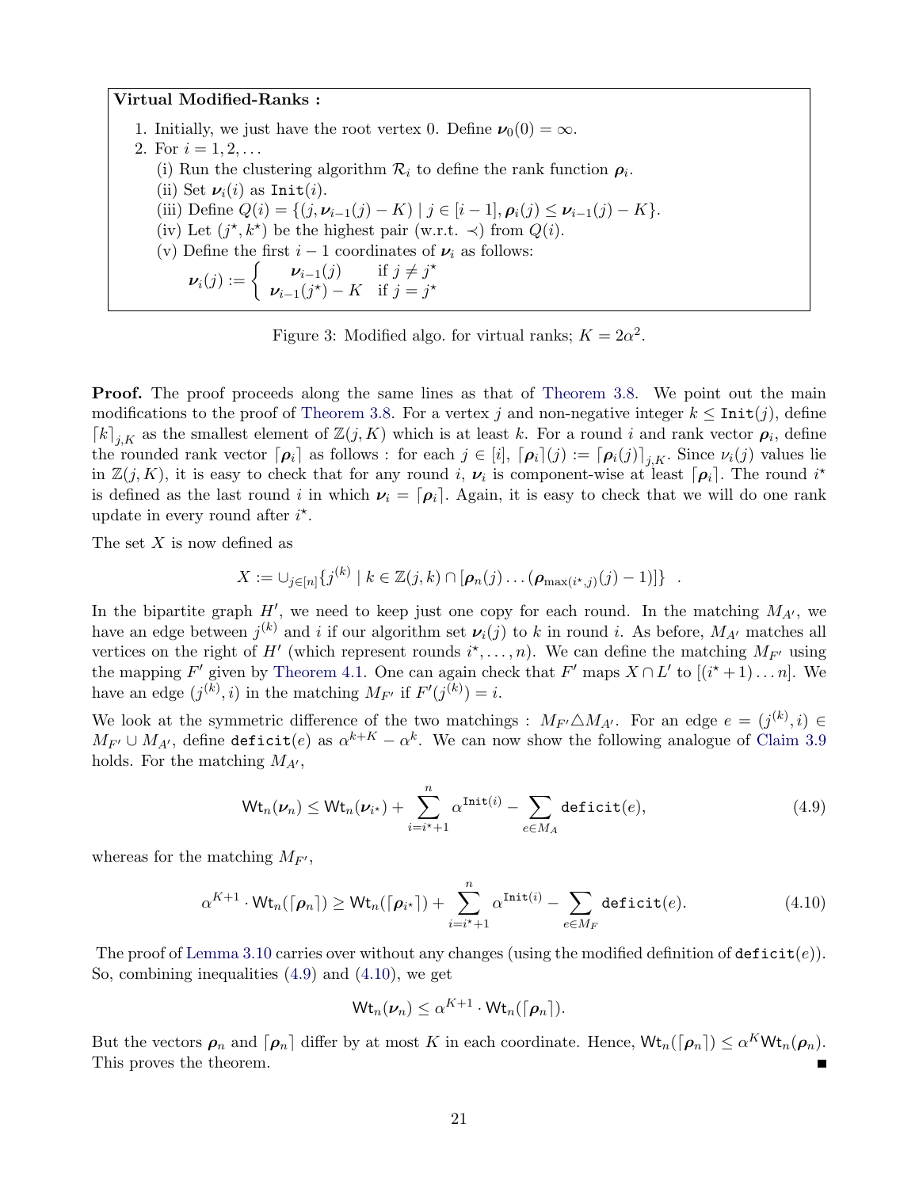**Virtual Modified-Ranks :**

1. Initially, we just have the root vertex 0. Define $\boldsymbol{\nu}_0(0) = \infty$.
2. For $i = 1, 2, \ldots$
   (i) Run the clustering algorithm $\mathcal{R}_i$ to define the rank function $\boldsymbol{\rho}_i$.
   (ii) Set $\boldsymbol{\nu}_i(i)$ as $\texttt{Init}(i)$.
   (iii) Define $Q(i) = \{(j, \boldsymbol{\nu}_{i-1}(j) - K) \mid j \in [i-1], \boldsymbol{\rho}_i(j) \leq \boldsymbol{\nu}_{i-1}(j) - K\}$.
   (iv) Let $(j^\star, k^\star)$ be the highest pair (w.r.t. $\prec$) from $Q(i)$.
   (v) Define the first $i-1$ coordinates of $\boldsymbol{\nu}_i$ as follows:
   $$\boldsymbol{\nu}_i(j) := \begin{cases} \boldsymbol{\nu}_{i-1}(j) & \text{if } j \neq j^\star \\ \boldsymbol{\nu}_{i-1}(j^\star) - K & \text{if } j = j^\star \end{cases}$$

Figure 3: Modified algo. for virtual ranks; $K = 2\alpha^2$.

**Proof.** The proof proceeds along the same lines as that of Theorem 3.8. We point out the main modifications to the proof of Theorem 3.8. For a vertex $j$ and non-negative integer $k \leq \texttt{Init}(j)$, define $\lceil k \rceil_{j,K}$ as the smallest element of $\mathbb{Z}(j, K)$ which is at least $k$. For a round $i$ and rank vector $\boldsymbol{\rho}_i$, define the rounded rank vector $\lceil \boldsymbol{\rho}_i \rceil$ as follows : for each $j \in [i]$, $\lceil \boldsymbol{\rho}_i \rceil(j) := \lceil \boldsymbol{\rho}_i(j) \rceil_{j,K}$. Since $\nu_i(j)$ values lie in $\mathbb{Z}(j, K)$, it is easy to check that for any round $i$, $\boldsymbol{\nu}_i$ is component-wise at least $\lceil \boldsymbol{\rho}_i \rceil$. The round $i^\star$ is defined as the last round $i$ in which $\boldsymbol{\nu}_i = \lceil \boldsymbol{\rho}_i \rceil$. Again, it is easy to check that we will do one rank update in every round after $i^\star$.

The set $X$ is now defined as

$$X := \cup_{j \in [n]} \{ j^{(k)} \mid k \in \mathbb{Z}(j, k) \cap [\boldsymbol{\rho}_n(j) \ldots (\boldsymbol{\rho}_{\max(i^\star, j)}(j) - 1)] \} \quad .$$

In the bipartite graph $H'$, we need to keep just one copy for each round. In the matching $M_{A'}$, we have an edge between $j^{(k)}$ and $i$ if our algorithm set $\boldsymbol{\nu}_i(j)$ to $k$ in round $i$. As before, $M_{A'}$ matches all vertices on the right of $H'$ (which represent rounds $i^\star, \ldots, n$). We can define the matching $M_{F'}$ using the mapping $F'$ given by Theorem 4.1. One can again check that $F'$ maps $X \cap L'$ to $[(i^\star+1) \ldots n]$. We have an edge $(j^{(k)}, i)$ in the matching $M_{F'}$ if $F'(j^{(k)}) = i$.

We look at the symmetric difference of the two matchings : $M_{F'} \triangle M_{A'}$. For an edge $e = (j^{(k)}, i) \in M_{F'} \cup M_{A'}$, define $\texttt{deficit}(e)$ as $\alpha^{k+K} - \alpha^k$. We can now show the following analogue of Claim 3.9 holds. For the matching $M_{A'}$,

$$\mathsf{Wt}_n(\boldsymbol{\nu}_n) \leq \mathsf{Wt}_n(\boldsymbol{\nu}_{i^\star}) + \sum_{i=i^\star+1}^{n} \alpha^{\texttt{Init}(i)} - \sum_{e \in M_A} \texttt{deficit}(e), \tag{4.9}$$

whereas for the matching $M_{F'}$,

$$\alpha^{K+1} \cdot \mathsf{Wt}_n(\lceil \boldsymbol{\rho}_n \rceil) \geq \mathsf{Wt}_n(\lceil \boldsymbol{\rho}_{i^\star} \rceil) + \sum_{i=i^\star+1}^{n} \alpha^{\texttt{Init}(i)} - \sum_{e \in M_F} \texttt{deficit}(e). \tag{4.10}$$

The proof of Lemma 3.10 carries over without any changes (using the modified definition of $\texttt{deficit}(e)$). So, combining inequalities (4.9) and (4.10), we get

$$\mathsf{Wt}_n(\boldsymbol{\nu}_n) \leq \alpha^{K+1} \cdot \mathsf{Wt}_n(\lceil \boldsymbol{\rho}_n \rceil).$$

But the vectors $\boldsymbol{\rho}_n$ and $\lceil \boldsymbol{\rho}_n \rceil$ differ by at most $K$ in each coordinate. Hence, $\mathsf{Wt}_n(\lceil \boldsymbol{\rho}_n \rceil) \leq \alpha^K \mathsf{Wt}_n(\boldsymbol{\rho}_n)$. This proves the theorem. ∎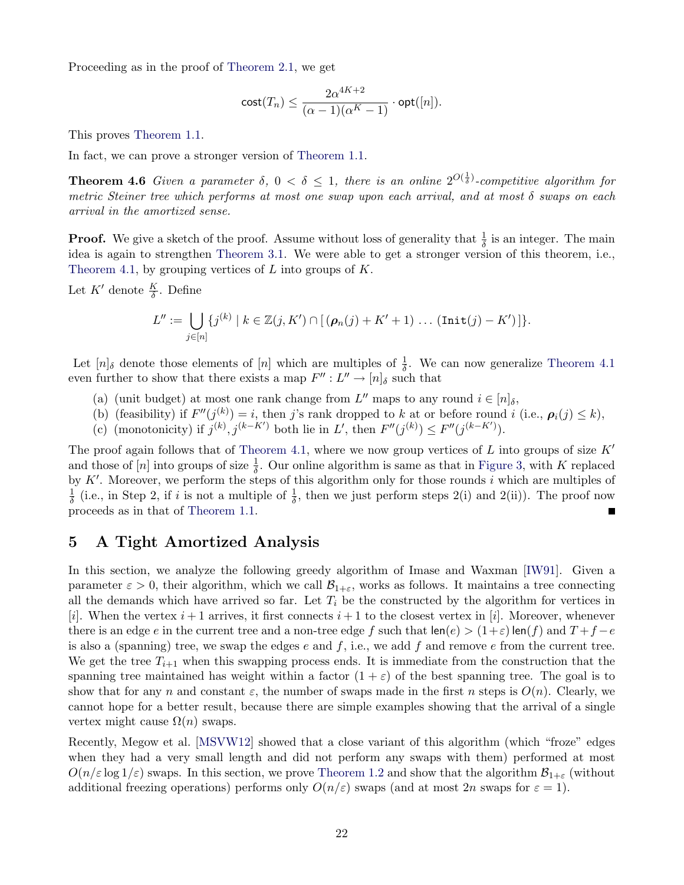Proceeding as in the proof of Theorem 2.1, we get

$$\mathsf{cost}(T_n) \leq \frac{2\alpha^{4K+2}}{(\alpha-1)(\alpha^K-1)} \cdot \mathsf{opt}([n]).$$

This proves Theorem 1.1.

In fact, we can prove a stronger version of Theorem 1.1.

**Theorem 4.6** *Given a parameter $\delta$, $0 < \delta \leq 1$, there is an online $2^{O(\frac{1}{\delta})}$-competitive algorithm for metric Steiner tree which performs at most one swap upon each arrival, and at most $\delta$ swaps on each arrival in the amortized sense.*

**Proof.** We give a sketch of the proof. Assume without loss of generality that $\frac{1}{\delta}$ is an integer. The main idea is again to strengthen Theorem 3.1. We were able to get a stronger version of this theorem, i.e., Theorem 4.1, by grouping vertices of $L$ into groups of $K$.

Let $K'$ denote $\frac{K}{\delta}$. Define

$$L'' := \bigcup_{j \in [n]} \{ j^{(k)} \mid k \in \mathbb{Z}(j, K') \cap [\, (\boldsymbol{\rho}_n(j) + K' + 1) \ldots (\mathtt{Init}(j) - K')\,] \}.$$

Let $[n]_\delta$ denote those elements of $[n]$ which are multiples of $\frac{1}{\delta}$. We can now generalize Theorem 4.1 even further to show that there exists a map $F'' : L'' \to [n]_\delta$ such that

(a) (unit budget) at most one rank change from $L''$ maps to any round $i \in [n]_\delta$,
(b) (feasibility) if $F''(j^{(k)}) = i$, then $j$'s rank dropped to $k$ at or before round $i$ (i.e., $\boldsymbol{\rho}_i(j) \leq k$),
(c) (monotonicity) if $j^{(k)}, j^{(k-K')}$ both lie in $L'$, then $F''(j^{(k)}) \leq F''(j^{(k-K')})$.

The proof again follows that of Theorem 4.1, where we now group vertices of $L$ into groups of size $K'$ and those of $[n]$ into groups of size $\frac{1}{\delta}$. Our online algorithm is same as that in Figure 3, with $K$ replaced by $K'$. Moreover, we perform the steps of this algorithm only for those rounds $i$ which are multiples of $\frac{1}{\delta}$ (i.e., in Step 2, if $i$ is not a multiple of $\frac{1}{\delta}$, then we just perform steps 2(i) and 2(ii)). The proof now proceeds as in that of Theorem 1.1. ■

## 5 A Tight Amortized Analysis

In this section, we analyze the following greedy algorithm of Imase and Waxman [IW91]. Given a parameter $\varepsilon > 0$, their algorithm, which we call $\mathcal{B}_{1+\varepsilon}$, works as follows. It maintains a tree connecting all the demands which have arrived so far. Let $T_i$ be the constructed by the algorithm for vertices in $[i]$. When the vertex $i+1$ arrives, it first connects $i+1$ to the closest vertex in $[i]$. Moreover, whenever there is an edge $e$ in the current tree and a non-tree edge $f$ such that $\mathsf{len}(e) > (1+\varepsilon)\,\mathsf{len}(f)$ and $T+f-e$ is also a (spanning) tree, we swap the edges $e$ and $f$, i.e., we add $f$ and remove $e$ from the current tree. We get the tree $T_{i+1}$ when this swapping process ends. It is immediate from the construction that the spanning tree maintained has weight within a factor $(1+\varepsilon)$ of the best spanning tree. The goal is to show that for any $n$ and constant $\varepsilon$, the number of swaps made in the first $n$ steps is $O(n)$. Clearly, we cannot hope for a better result, because there are simple examples showing that the arrival of a single vertex might cause $\Omega(n)$ swaps.

Recently, Megow et al. [MSVW12] showed that a close variant of this algorithm (which "froze" edges when they had a very small length and did not perform any swaps with them) performed at most $O(n/\varepsilon \log 1/\varepsilon)$ swaps. In this section, we prove Theorem 1.2 and show that the algorithm $\mathcal{B}_{1+\varepsilon}$ (without additional freezing operations) performs only $O(n/\varepsilon)$ swaps (and at most $2n$ swaps for $\varepsilon = 1$).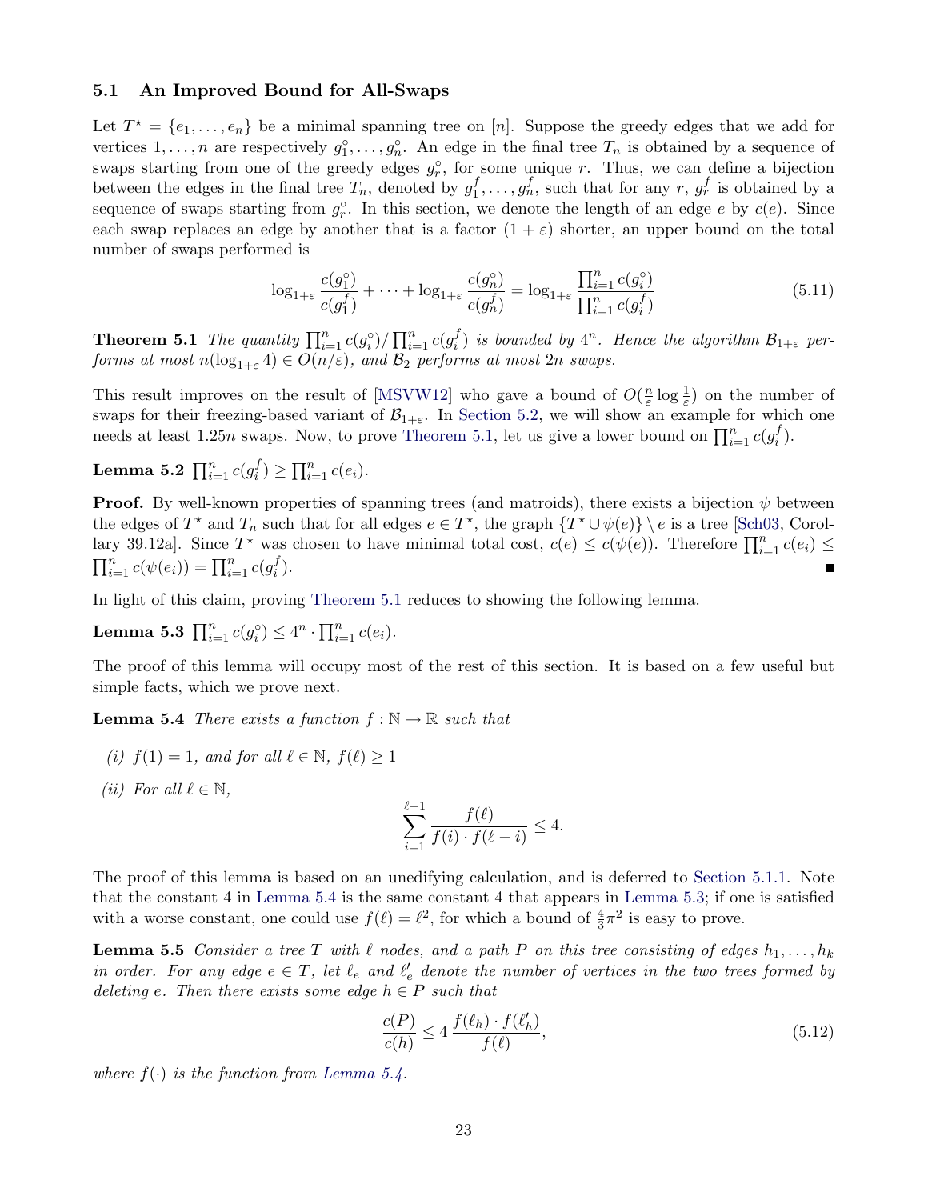### 5.1 An Improved Bound for All-Swaps

Let $T^\star = \{e_1, \ldots, e_n\}$ be a minimal spanning tree on $[n]$. Suppose the greedy edges that we add for vertices $1, \ldots, n$ are respectively $g_1^\circ, \ldots, g_n^\circ$. An edge in the final tree $T_n$ is obtained by a sequence of swaps starting from one of the greedy edges $g_r^\circ$, for some unique $r$. Thus, we can define a bijection between the edges in the final tree $T_n$, denoted by $g_1^f, \ldots, g_n^f$, such that for any $r$, $g_r^f$ is obtained by a sequence of swaps starting from $g_r^\circ$. In this section, we denote the length of an edge $e$ by $c(e)$. Since each swap replaces an edge by another that is a factor $(1+\varepsilon)$ shorter, an upper bound on the total number of swaps performed is

$$\log_{1+\varepsilon} \frac{c(g_1^\circ)}{c(g_1^f)} + \cdots + \log_{1+\varepsilon} \frac{c(g_n^\circ)}{c(g_n^f)} = \log_{1+\varepsilon} \frac{\prod_{i=1}^n c(g_i^\circ)}{\prod_{i=1}^n c(g_i^f)} \tag{5.11}$$

**Theorem 5.1** *The quantity $\prod_{i=1}^n c(g_i^\circ)/\prod_{i=1}^n c(g_i^f)$ is bounded by $4^n$. Hence the algorithm $\mathcal{B}_{1+\varepsilon}$ performs at most $n(\log_{1+\varepsilon} 4) \in O(n/\varepsilon)$, and $\mathcal{B}_2$ performs at most $2n$ swaps.*

This result improves on the result of [MSVW12] who gave a bound of $O(\frac{n}{\varepsilon}\log\frac{1}{\varepsilon})$ on the number of swaps for their freezing-based variant of $\mathcal{B}_{1+\varepsilon}$. In Section 5.2, we will show an example for which one needs at least $1.25n$ swaps. Now, to prove Theorem 5.1, let us give a lower bound on $\prod_{i=1}^n c(g_i^f)$.

**Lemma 5.2** $\prod_{i=1}^n c(g_i^f) \geq \prod_{i=1}^n c(e_i)$.

**Proof.** By well-known properties of spanning trees (and matroids), there exists a bijection $\psi$ between the edges of $T^\star$ and $T_n$ such that for all edges $e \in T^\star$, the graph $\{T^\star \cup \psi(e)\} \setminus e$ is a tree [Sch03, Corollary 39.12a]. Since $T^\star$ was chosen to have minimal total cost, $c(e) \leq c(\psi(e))$. Therefore $\prod_{i=1}^n c(e_i) \leq \prod_{i=1}^n c(\psi(e_i)) = \prod_{i=1}^n c(g_i^f)$. ∎

In light of this claim, proving Theorem 5.1 reduces to showing the following lemma.

**Lemma 5.3** $\prod_{i=1}^n c(g_i^\circ) \leq 4^n \cdot \prod_{i=1}^n c(e_i)$.

The proof of this lemma will occupy most of the rest of this section. It is based on a few useful but simple facts, which we prove next.

**Lemma 5.4** *There exists a function $f : \mathbb{N} \to \mathbb{R}$ such that*

*(i) $f(1) = 1$, and for all $\ell \in \mathbb{N}$, $f(\ell) \geq 1$*

*(ii) For all $\ell \in \mathbb{N}$,*

$$\sum_{i=1}^{\ell-1} \frac{f(\ell)}{f(i) \cdot f(\ell - i)} \leq 4.$$

The proof of this lemma is based on an unedifying calculation, and is deferred to Section 5.1.1. Note that the constant 4 in Lemma 5.4 is the same constant 4 that appears in Lemma 5.3; if one is satisfied with a worse constant, one could use $f(\ell) = \ell^2$, for which a bound of $\frac{4}{3}\pi^2$ is easy to prove.

**Lemma 5.5** *Consider a tree $T$ with $\ell$ nodes, and a path $P$ on this tree consisting of edges $h_1, \ldots, h_k$ in order. For any edge $e \in T$, let $\ell_e$ and $\ell_e'$ denote the number of vertices in the two trees formed by deleting $e$. Then there exists some edge $h \in P$ such that*

$$\frac{c(P)}{c(h)} \leq 4\,\frac{f(\ell_h) \cdot f(\ell_h')}{f(\ell)}, \tag{5.12}$$

*where $f(\cdot)$ is the function from Lemma 5.4.*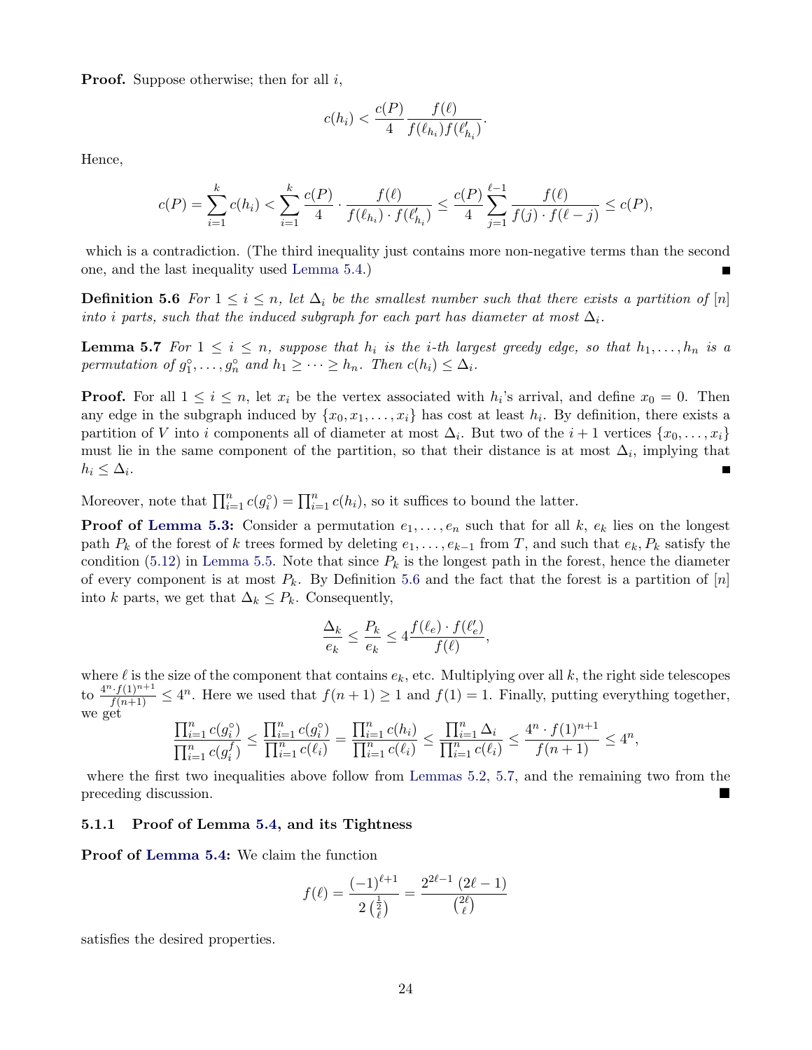**Proof.** Suppose otherwise; then for all $i$,

$$c(h_i) < \frac{c(P)}{4} \frac{f(\ell)}{f(\ell_{h_i}) f(\ell'_{h_i})}.$$

Hence,

$$c(P) = \sum_{i=1}^{k} c(h_i) < \sum_{i=1}^{k} \frac{c(P)}{4} \cdot \frac{f(\ell)}{f(\ell_{h_i}) \cdot f(\ell'_{h_i})} \leq \frac{c(P)}{4} \sum_{j=1}^{\ell-1} \frac{f(\ell)}{f(j) \cdot f(\ell - j)} \leq c(P),$$

which is a contradiction. (The third inequality just contains more non-negative terms than the second one, and the last inequality used Lemma 5.4.) ■

**Definition 5.6** *For $1 \leq i \leq n$, let $\Delta_i$ be the smallest number such that there exists a partition of $[n]$ into $i$ parts, such that the induced subgraph for each part has diameter at most $\Delta_i$.*

**Lemma 5.7** *For $1 \leq i \leq n$, suppose that $h_i$ is the $i$-th largest greedy edge, so that $h_1, \ldots, h_n$ is a permutation of $g_1^\circ, \ldots, g_n^\circ$ and $h_1 \geq \cdots \geq h_n$. Then $c(h_i) \leq \Delta_i$.*

**Proof.** For all $1 \leq i \leq n$, let $x_i$ be the vertex associated with $h_i$'s arrival, and define $x_0 = 0$. Then any edge in the subgraph induced by $\{x_0, x_1, \ldots, x_i\}$ has cost at least $h_i$. By definition, there exists a partition of $V$ into $i$ components all of diameter at most $\Delta_i$. But two of the $i+1$ vertices $\{x_0, \ldots, x_i\}$ must lie in the same component of the partition, so that their distance is at most $\Delta_i$, implying that $h_i \leq \Delta_i$. ■

Moreover, note that $\prod_{i=1}^n c(g_i^\circ) = \prod_{i=1}^n c(h_i)$, so it suffices to bound the latter.

**Proof of Lemma 5.3:** Consider a permutation $e_1, \ldots, e_n$ such that for all $k$, $e_k$ lies on the longest path $P_k$ of the forest of $k$ trees formed by deleting $e_1, \ldots, e_{k-1}$ from $T$, and such that $e_k, P_k$ satisfy the condition (5.12) in Lemma 5.5. Note that since $P_k$ is the longest path in the forest, hence the diameter of every component is at most $P_k$. By Definition 5.6 and the fact that the forest is a partition of $[n]$ into $k$ parts, we get that $\Delta_k \leq P_k$. Consequently,

$$\frac{\Delta_k}{e_k} \leq \frac{P_k}{e_k} \leq 4 \frac{f(\ell_e) \cdot f(\ell'_e)}{f(\ell)},$$

where $\ell$ is the size of the component that contains $e_k$, etc. Multiplying over all $k$, the right side telescopes to $\frac{4^n \cdot f(1)^{n+1}}{f(n+1)} \leq 4^n$. Here we used that $f(n+1) \geq 1$ and $f(1) = 1$. Finally, putting everything together, we get

$$\frac{\prod_{i=1}^n c(g_i^\circ)}{\prod_{i=1}^n c(g_i^f)} \leq \frac{\prod_{i=1}^n c(g_i^\circ)}{\prod_{i=1}^n c(\ell_i)} = \frac{\prod_{i=1}^n c(h_i)}{\prod_{i=1}^n c(\ell_i)} \leq \frac{\prod_{i=1}^n \Delta_i}{\prod_{i=1}^n c(\ell_i)} \leq \frac{4^n \cdot f(1)^{n+1}}{f(n+1)} \leq 4^n,$$

where the first two inequalities above follow from Lemmas 5.2, 5.7, and the remaining two from the preceding discussion. ■

#### 5.1.1 Proof of Lemma 5.4, and its Tightness

**Proof of Lemma 5.4:** We claim the function

$$f(\ell) = \frac{(-1)^{\ell+1}}{2\binom{\frac{1}{2}}{\ell}} = \frac{2^{2\ell-1}\,(2\ell-1)}{\binom{2\ell}{\ell}}$$

satisfies the desired properties.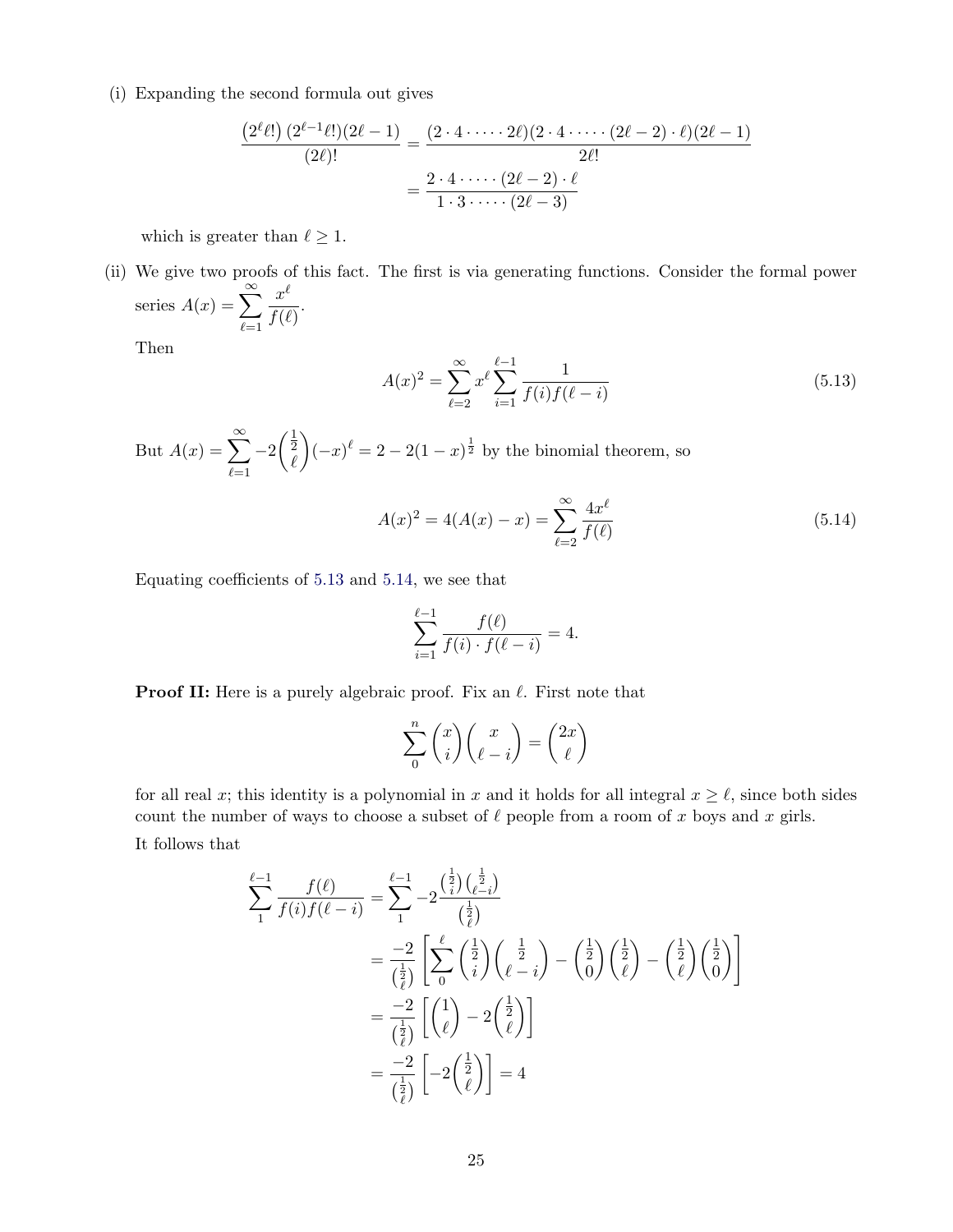(i) Expanding the second formula out gives

$$\frac{\left(2^{\ell}\ell!\right)(2^{\ell-1}\ell!)(2\ell-1)}{(2\ell)!} = \frac{(2\cdot 4\cdot \dots \cdot 2\ell)(2\cdot 4\cdot \dots \cdot (2\ell-2)\cdot \ell)(2\ell-1)}{2\ell!}$$
$$= \frac{2\cdot 4\cdot \dots \cdot (2\ell-2)\cdot \ell}{1\cdot 3\cdot \dots \cdot (2\ell-3)}$$

which is greater than $\ell \geq 1$.

(ii) We give two proofs of this fact. The first is via generating functions. Consider the formal power series $A(x) = \displaystyle\sum_{\ell=1}^{\infty} \frac{x^{\ell}}{f(\ell)}$.

Then

$$A(x)^2 = \sum_{\ell=2}^{\infty} x^{\ell} \sum_{i=1}^{\ell-1} \frac{1}{f(i)f(\ell-i)} \tag{5.13}$$

But $A(x) = \displaystyle\sum_{\ell=1}^{\infty} -2\binom{\frac{1}{2}}{\ell}(-x)^{\ell} = 2 - 2(1-x)^{\frac{1}{2}}$ by the binomial theorem, so

$$A(x)^2 = 4(A(x) - x) = \sum_{\ell=2}^{\infty} \frac{4x^{\ell}}{f(\ell)} \tag{5.14}$$

Equating coefficients of 5.13 and 5.14, we see that

$$\sum_{i=1}^{\ell-1} \frac{f(\ell)}{f(i)\cdot f(\ell-i)} = 4.$$

**Proof II:** Here is a purely algebraic proof. Fix an $\ell$. First note that

$$\sum_{0}^{n} \binom{x}{i}\binom{x}{\ell-i} = \binom{2x}{\ell}$$

for all real $x$; this identity is a polynomial in $x$ and it holds for all integral $x \geq \ell$, since both sides count the number of ways to choose a subset of $\ell$ people from a room of $x$ boys and $x$ girls.

It follows that

$$\sum_{1}^{\ell-1} \frac{f(\ell)}{f(i)f(\ell-i)} = \sum_{1}^{\ell-1} -2\frac{\binom{\frac{1}{2}}{i}\binom{\frac{1}{2}}{\ell-i}}{\binom{\frac{1}{2}}{\ell}}$$
$$= \frac{-2}{\binom{\frac{1}{2}}{\ell}}\left[\sum_{0}^{\ell}\binom{\frac{1}{2}}{i}\binom{\frac{1}{2}}{\ell-i} - \binom{\frac{1}{2}}{0}\binom{\frac{1}{2}}{\ell} - \binom{\frac{1}{2}}{\ell}\binom{\frac{1}{2}}{0}\right]$$
$$= \frac{-2}{\binom{\frac{1}{2}}{\ell}}\left[\binom{1}{\ell} - 2\binom{\frac{1}{2}}{\ell}\right]$$
$$= \frac{-2}{\binom{\frac{1}{2}}{\ell}}\left[-2\binom{\frac{1}{2}}{\ell}\right] = 4$$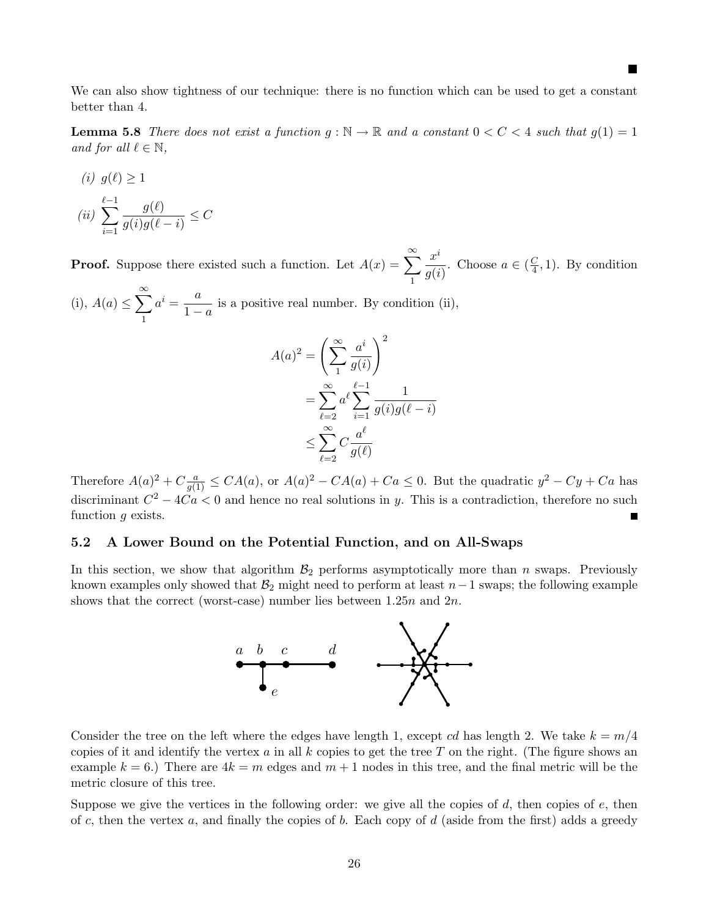■

We can also show tightness of our technique: there is no function which can be used to get a constant better than 4.

**Lemma 5.8** *There does not exist a function $g : \mathbb{N} \to \mathbb{R}$ and a constant $0 < C < 4$ such that $g(1) = 1$ and for all $\ell \in \mathbb{N}$,*

*(i)* $g(\ell) \geq 1$

*(ii)* $\displaystyle\sum_{i=1}^{\ell-1} \frac{g(\ell)}{g(i)g(\ell-i)} \leq C$

**Proof.** Suppose there existed such a function. Let $A(x) = \displaystyle\sum_{1}^{\infty} \frac{x^i}{g(i)}$. Choose $a \in (\frac{C}{4}, 1)$. By condition (i), $A(a) \leq \displaystyle\sum_{1}^{\infty} a^i = \frac{a}{1-a}$ is a positive real number. By condition (ii),

$$
\begin{aligned}
A(a)^2 &= \left( \sum_{1}^{\infty} \frac{a^i}{g(i)} \right)^2 \\
&= \sum_{\ell=2}^{\infty} a^\ell \sum_{i=1}^{\ell-1} \frac{1}{g(i)g(\ell-i)} \\
&\leq \sum_{\ell=2}^{\infty} C \frac{a^\ell}{g(\ell)}
\end{aligned}
$$

Therefore $A(a)^2 + C\frac{a}{g(1)} \leq CA(a)$, or $A(a)^2 - CA(a) + Ca \leq 0$. But the quadratic $y^2 - Cy + Ca$ has discriminant $C^2 - 4Ca < 0$ and hence no real solutions in $y$. This is a contradiction, therefore no such function $g$ exists. ■

### 5.2 A Lower Bound on the Potential Function, and on All-Swaps

In this section, we show that algorithm $\mathcal{B}_2$ performs asymptotically more than $n$ swaps. Previously known examples only showed that $\mathcal{B}_2$ might need to perform at least $n-1$ swaps; the following example shows that the correct (worst-case) number lies between $1.25n$ and $2n$.

Consider the tree on the left where the edges have length 1, except $cd$ has length 2. We take $k = m/4$ copies of it and identify the vertex $a$ in all $k$ copies to get the tree $T$ on the right. (The figure shows an example $k = 6$.) There are $4k = m$ edges and $m + 1$ nodes in this tree, and the final metric will be the metric closure of this tree.

Suppose we give the vertices in the following order: we give all the copies of $d$, then copies of $e$, then of $c$, then the vertex $a$, and finally the copies of $b$. Each copy of $d$ (aside from the first) adds a greedy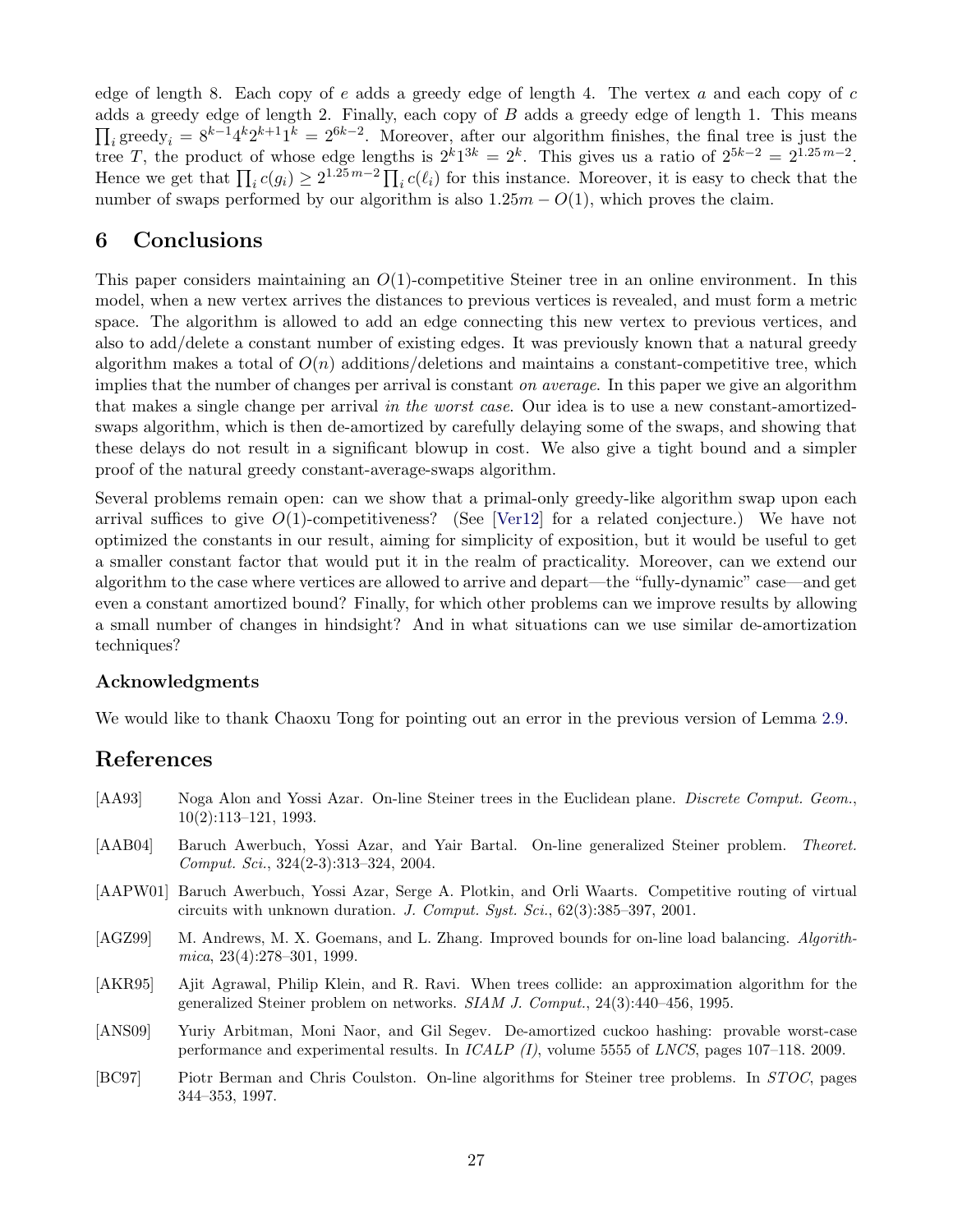edge of length 8. Each copy of $e$ adds a greedy edge of length 4. The vertex $a$ and each copy of $c$ adds a greedy edge of length 2. Finally, each copy of $B$ adds a greedy edge of length 1. This means $\prod_i \text{greedy}_i = 8^{k-1}4^k2^{k+1}1^k = 2^{6k-2}$. Moreover, after our algorithm finishes, the final tree is just the tree $T$, the product of whose edge lengths is $2^k1^{3k} = 2^k$. This gives us a ratio of $2^{5k-2} = 2^{1.25\,m-2}$. Hence we get that $\prod_i c(g_i) \geq 2^{1.25\,m-2} \prod_i c(\ell_i)$ for this instance. Moreover, it is easy to check that the number of swaps performed by our algorithm is also $1.25m - O(1)$, which proves the claim.

# 6 Conclusions

This paper considers maintaining an $O(1)$-competitive Steiner tree in an online environment. In this model, when a new vertex arrives the distances to previous vertices is revealed, and must form a metric space. The algorithm is allowed to add an edge connecting this new vertex to previous vertices, and also to add/delete a constant number of existing edges. It was previously known that a natural greedy algorithm makes a total of $O(n)$ additions/deletions and maintains a constant-competitive tree, which implies that the number of changes per arrival is constant *on average*. In this paper we give an algorithm that makes a single change per arrival *in the worst case*. Our idea is to use a new constant-amortized-swaps algorithm, which is then de-amortized by carefully delaying some of the swaps, and showing that these delays do not result in a significant blowup in cost. We also give a tight bound and a simpler proof of the natural greedy constant-average-swaps algorithm.

Several problems remain open: can we show that a primal-only greedy-like algorithm swap upon each arrival suffices to give $O(1)$-competitiveness? (See [Ver12] for a related conjecture.) We have not optimized the constants in our result, aiming for simplicity of exposition, but it would be useful to get a smaller constant factor that would put it in the realm of practicality. Moreover, can we extend our algorithm to the case where vertices are allowed to arrive and depart—the "fully-dynamic" case—and get even a constant amortized bound? Finally, for which other problems can we improve results by allowing a small number of changes in hindsight? And in what situations can we use similar de-amortization techniques?

### Acknowledgments

We would like to thank Chaoxu Tong for pointing out an error in the previous version of Lemma 2.9.

# References

[AA93] Noga Alon and Yossi Azar. On-line Steiner trees in the Euclidean plane. *Discrete Comput. Geom.*, 10(2):113–121, 1993.

[AAB04] Baruch Awerbuch, Yossi Azar, and Yair Bartal. On-line generalized Steiner problem. *Theoret. Comput. Sci.*, 324(2-3):313–324, 2004.

[AAPW01] Baruch Awerbuch, Yossi Azar, Serge A. Plotkin, and Orli Waarts. Competitive routing of virtual circuits with unknown duration. *J. Comput. Syst. Sci.*, 62(3):385–397, 2001.

[AGZ99] M. Andrews, M. X. Goemans, and L. Zhang. Improved bounds for on-line load balancing. *Algorithmica*, 23(4):278–301, 1999.

[AKR95] Ajit Agrawal, Philip Klein, and R. Ravi. When trees collide: an approximation algorithm for the generalized Steiner problem on networks. *SIAM J. Comput.*, 24(3):440–456, 1995.

[ANS09] Yuriy Arbitman, Moni Naor, and Gil Segev. De-amortized cuckoo hashing: provable worst-case performance and experimental results. In *ICALP (I)*, volume 5555 of *LNCS*, pages 107–118. 2009.

[BC97] Piotr Berman and Chris Coulston. On-line algorithms for Steiner tree problems. In *STOC*, pages 344–353, 1997.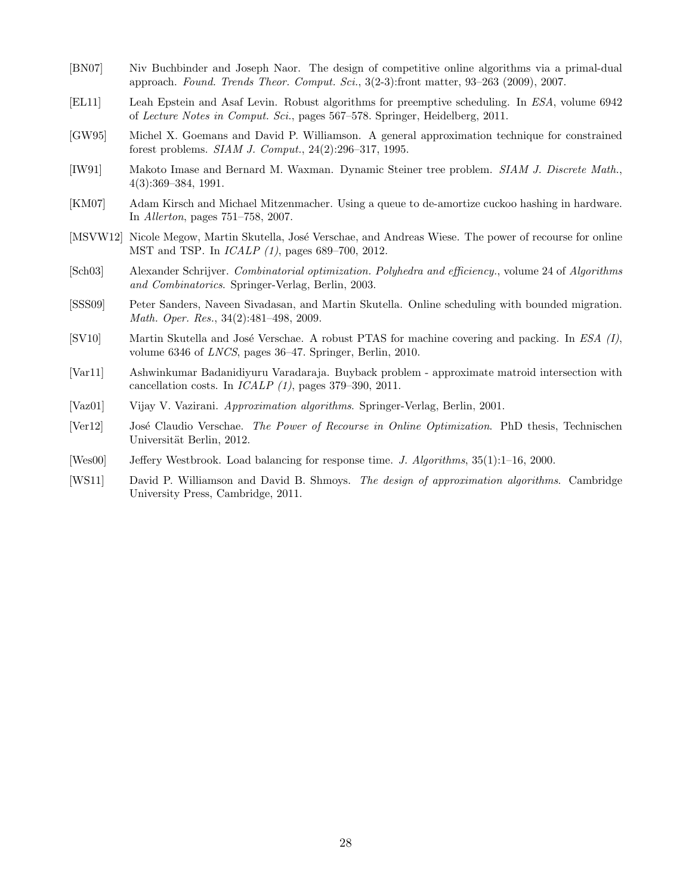[BN07] Niv Buchbinder and Joseph Naor. The design of competitive online algorithms via a primal-dual approach. *Found. Trends Theor. Comput. Sci.*, 3(2-3):front matter, 93–263 (2009), 2007.

[EL11] Leah Epstein and Asaf Levin. Robust algorithms for preemptive scheduling. In *ESA*, volume 6942 of *Lecture Notes in Comput. Sci.*, pages 567–578. Springer, Heidelberg, 2011.

[GW95] Michel X. Goemans and David P. Williamson. A general approximation technique for constrained forest problems. *SIAM J. Comput.*, 24(2):296–317, 1995.

[IW91] Makoto Imase and Bernard M. Waxman. Dynamic Steiner tree problem. *SIAM J. Discrete Math.*, 4(3):369–384, 1991.

[KM07] Adam Kirsch and Michael Mitzenmacher. Using a queue to de-amortize cuckoo hashing in hardware. In *Allerton*, pages 751–758, 2007.

[MSVW12] Nicole Megow, Martin Skutella, José Verschae, and Andreas Wiese. The power of recourse for online MST and TSP. In *ICALP (1)*, pages 689–700, 2012.

[Sch03] Alexander Schrijver. *Combinatorial optimization. Polyhedra and efficiency.*, volume 24 of *Algorithms and Combinatorics*. Springer-Verlag, Berlin, 2003.

[SSS09] Peter Sanders, Naveen Sivadasan, and Martin Skutella. Online scheduling with bounded migration. *Math. Oper. Res.*, 34(2):481–498, 2009.

[SV10] Martin Skutella and José Verschae. A robust PTAS for machine covering and packing. In *ESA (I)*, volume 6346 of *LNCS*, pages 36–47. Springer, Berlin, 2010.

[Var11] Ashwinkumar Badanidiyuru Varadaraja. Buyback problem - approximate matroid intersection with cancellation costs. In *ICALP (1)*, pages 379–390, 2011.

[Vaz01] Vijay V. Vazirani. *Approximation algorithms*. Springer-Verlag, Berlin, 2001.

[Ver12] José Claudio Verschae. *The Power of Recourse in Online Optimization*. PhD thesis, Technischen Universität Berlin, 2012.

[Wes00] Jeffery Westbrook. Load balancing for response time. *J. Algorithms*, 35(1):1–16, 2000.

[WS11] David P. Williamson and David B. Shmoys. *The design of approximation algorithms*. Cambridge University Press, Cambridge, 2011.